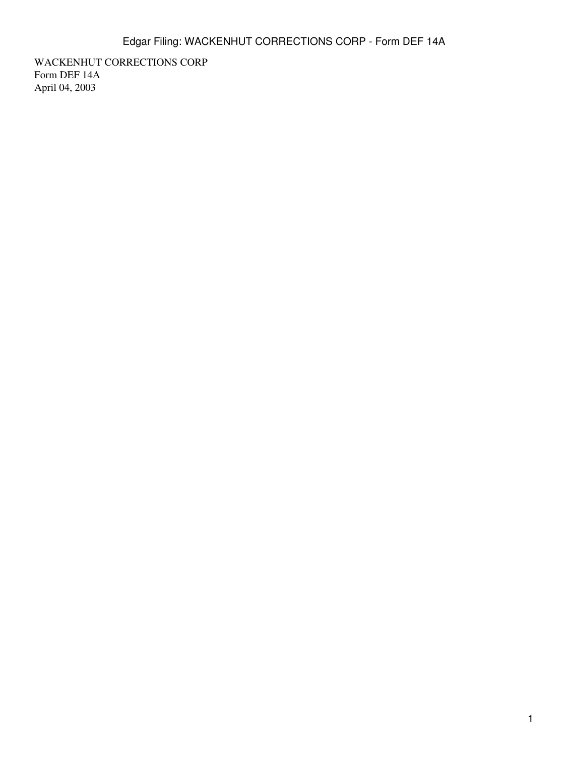WACKENHUT CORRECTIONS CORP
Form DEF 14A
April 04, 2003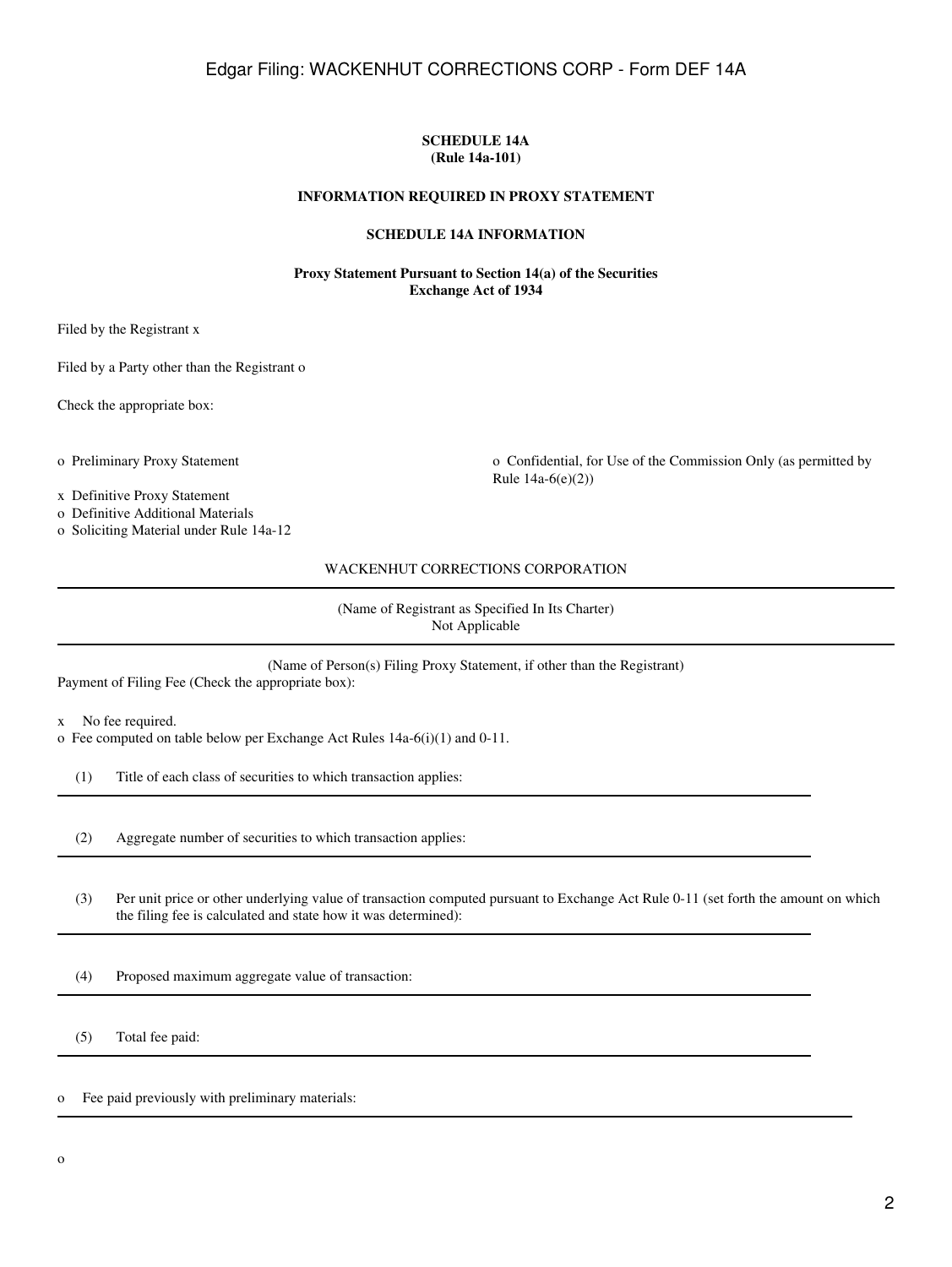**SCHEDULE 14A**
**(Rule 14a-101)**

**INFORMATION REQUIRED IN PROXY STATEMENT**

**SCHEDULE 14A INFORMATION**

**Proxy Statement Pursuant to Section 14(a) of the Securities Exchange Act of 1934**

Filed by the Registrant x

Filed by a Party other than the Registrant o

Check the appropriate box:

o Preliminary Proxy Statement

o Confidential, for Use of the Commission Only (as permitted by Rule 14a-6(e)(2))

x Definitive Proxy Statement

o Definitive Additional Materials

o Soliciting Material under Rule 14a-12

WACKENHUT CORRECTIONS CORPORATION

---

(Name of Registrant as Specified In Its Charter)
Not Applicable

---

(Name of Person(s) Filing Proxy Statement, if other than the Registrant)

Payment of Filing Fee (Check the appropriate box):

x No fee required.

o Fee computed on table below per Exchange Act Rules 14a-6(i)(1) and 0-11.

(1) Title of each class of securities to which transaction applies:

---

(2) Aggregate number of securities to which transaction applies:

---

(3) Per unit price or other underlying value of transaction computed pursuant to Exchange Act Rule 0-11 (set forth the amount on which the filing fee is calculated and state how it was determined):

---

(4) Proposed maximum aggregate value of transaction:

---

(5) Total fee paid:

---

o Fee paid previously with preliminary materials:

---

o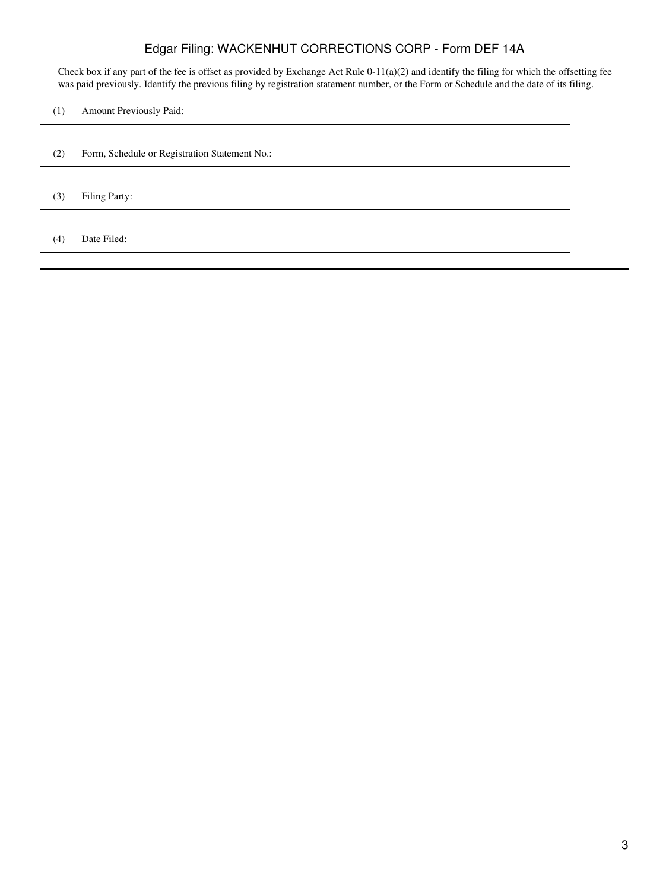Check box if any part of the fee is offset as provided by Exchange Act Rule 0-11(a)(2) and identify the filing for which the offsetting fee was paid previously. Identify the previous filing by registration statement number, or the Form or Schedule and the date of its filing.

(1) Amount Previously Paid:

---

(2) Form, Schedule or Registration Statement No.:

---

(3) Filing Party:

---

(4) Date Filed:

---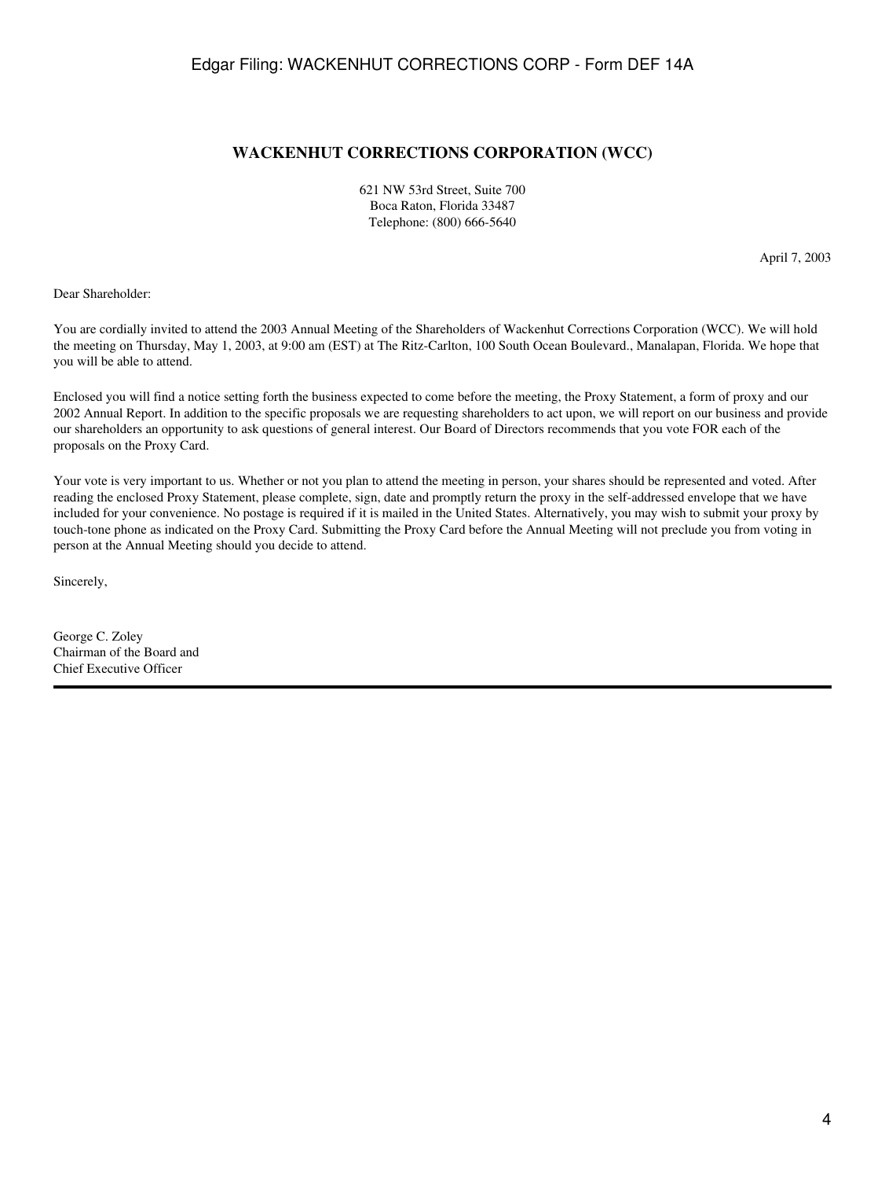## WACKENHUT CORRECTIONS CORPORATION (WCC)

621 NW 53rd Street, Suite 700
Boca Raton, Florida 33487
Telephone: (800) 666-5640

April 7, 2003

Dear Shareholder:

You are cordially invited to attend the 2003 Annual Meeting of the Shareholders of Wackenhut Corrections Corporation (WCC). We will hold the meeting on Thursday, May 1, 2003, at 9:00 am (EST) at The Ritz-Carlton, 100 South Ocean Boulevard., Manalapan, Florida. We hope that you will be able to attend.

Enclosed you will find a notice setting forth the business expected to come before the meeting, the Proxy Statement, a form of proxy and our 2002 Annual Report. In addition to the specific proposals we are requesting shareholders to act upon, we will report on our business and provide our shareholders an opportunity to ask questions of general interest. Our Board of Directors recommends that you vote FOR each of the proposals on the Proxy Card.

Your vote is very important to us. Whether or not you plan to attend the meeting in person, your shares should be represented and voted. After reading the enclosed Proxy Statement, please complete, sign, date and promptly return the proxy in the self-addressed envelope that we have included for your convenience. No postage is required if it is mailed in the United States. Alternatively, you may wish to submit your proxy by touch-tone phone as indicated on the Proxy Card. Submitting the Proxy Card before the Annual Meeting will not preclude you from voting in person at the Annual Meeting should you decide to attend.

Sincerely,

George C. Zoley
Chairman of the Board and
Chief Executive Officer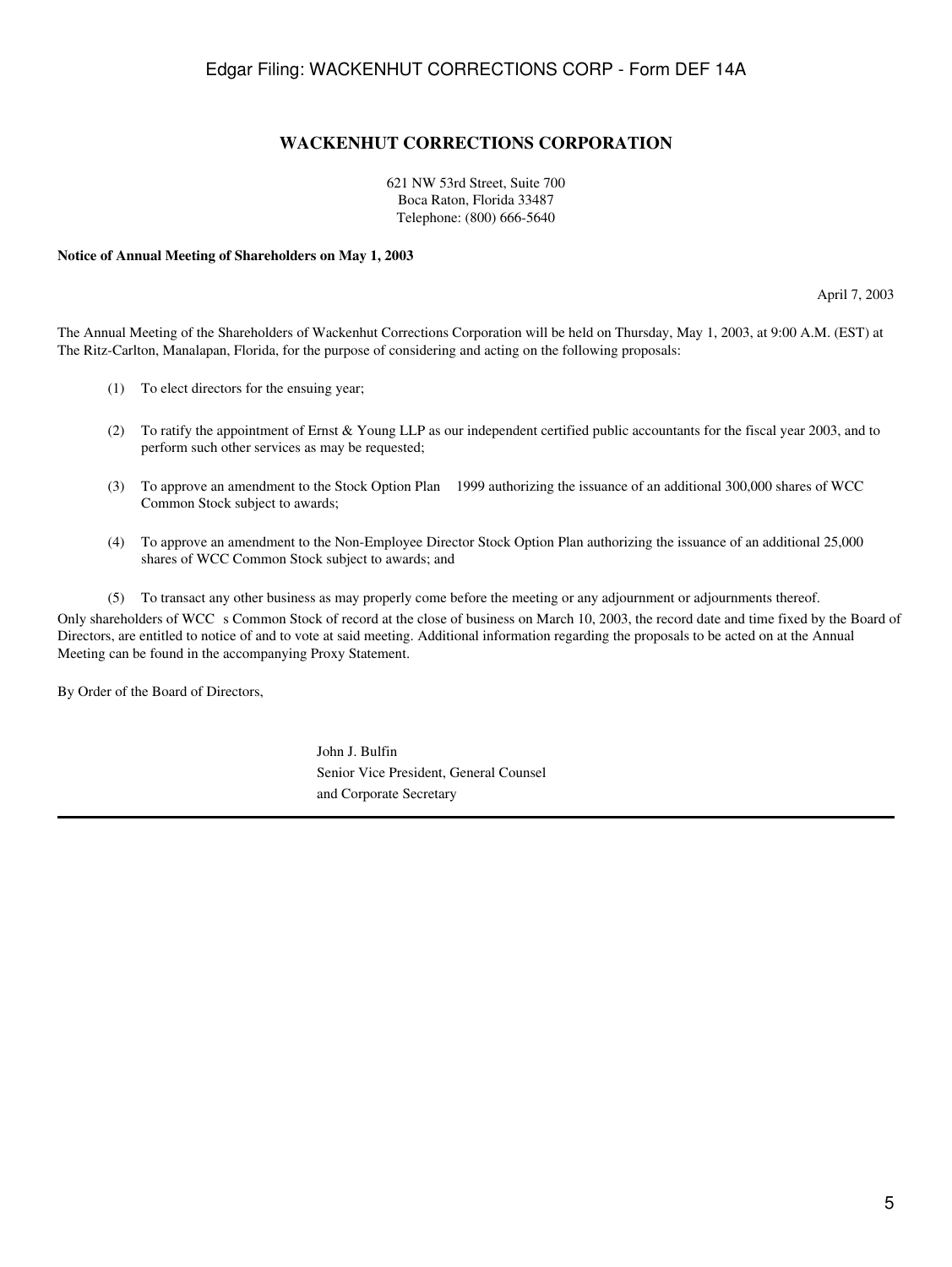# WACKENHUT CORRECTIONS CORPORATION

621 NW 53rd Street, Suite 700
Boca Raton, Florida 33487
Telephone: (800) 666-5640

**Notice of Annual Meeting of Shareholders on May 1, 2003**

April 7, 2003

The Annual Meeting of the Shareholders of Wackenhut Corrections Corporation will be held on Thursday, May 1, 2003, at 9:00 A.M. (EST) at The Ritz-Carlton, Manalapan, Florida, for the purpose of considering and acting on the following proposals:

(1) To elect directors for the ensuing year;

(2) To ratify the appointment of Ernst & Young LLP as our independent certified public accountants for the fiscal year 2003, and to perform such other services as may be requested;

(3) To approve an amendment to the Stock Option Plan 1999 authorizing the issuance of an additional 300,000 shares of WCC Common Stock subject to awards;

(4) To approve an amendment to the Non-Employee Director Stock Option Plan authorizing the issuance of an additional 25,000 shares of WCC Common Stock subject to awards; and

(5) To transact any other business as may properly come before the meeting or any adjournment or adjournments thereof.

Only shareholders of WCC s Common Stock of record at the close of business on March 10, 2003, the record date and time fixed by the Board of Directors, are entitled to notice of and to vote at said meeting. Additional information regarding the proposals to be acted on at the Annual Meeting can be found in the accompanying Proxy Statement.

By Order of the Board of Directors,

John J. Bulfin
Senior Vice President, General Counsel
and Corporate Secretary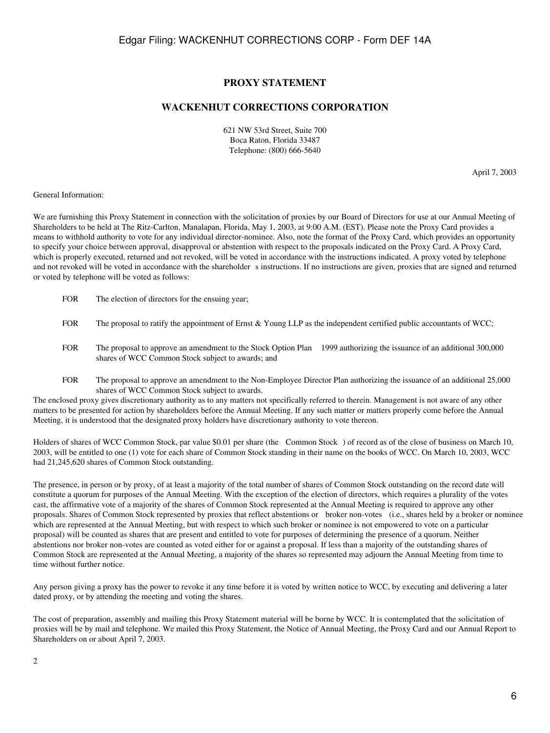# PROXY STATEMENT

## WACKENHUT CORRECTIONS CORPORATION

621 NW 53rd Street, Suite 700
Boca Raton, Florida 33487
Telephone: (800) 666-5640

April 7, 2003

General Information:

We are furnishing this Proxy Statement in connection with the solicitation of proxies by our Board of Directors for use at our Annual Meeting of Shareholders to be held at The Ritz-Carlton, Manalapan, Florida, May 1, 2003, at 9:00 A.M. (EST). Please note the Proxy Card provides a means to withhold authority to vote for any individual director-nominee. Also, note the format of the Proxy Card, which provides an opportunity to specify your choice between approval, disapproval or abstention with respect to the proposals indicated on the Proxy Card. A Proxy Card, which is properly executed, returned and not revoked, will be voted in accordance with the instructions indicated. A proxy voted by telephone and not revoked will be voted in accordance with the shareholder s instructions. If no instructions are given, proxies that are signed and returned or voted by telephone will be voted as follows:

FOR The election of directors for the ensuing year;

FOR The proposal to ratify the appointment of Ernst & Young LLP as the independent certified public accountants of WCC;

FOR The proposal to approve an amendment to the Stock Option Plan 1999 authorizing the issuance of an additional 300,000 shares of WCC Common Stock subject to awards; and

FOR The proposal to approve an amendment to the Non-Employee Director Plan authorizing the issuance of an additional 25,000 shares of WCC Common Stock subject to awards.

The enclosed proxy gives discretionary authority as to any matters not specifically referred to therein. Management is not aware of any other matters to be presented for action by shareholders before the Annual Meeting. If any such matter or matters properly come before the Annual Meeting, it is understood that the designated proxy holders have discretionary authority to vote thereon.

Holders of shares of WCC Common Stock, par value $0.01 per share (the Common Stock ) of record as of the close of business on March 10, 2003, will be entitled to one (1) vote for each share of Common Stock standing in their name on the books of WCC. On March 10, 2003, WCC had 21,245,620 shares of Common Stock outstanding.

The presence, in person or by proxy, of at least a majority of the total number of shares of Common Stock outstanding on the record date will constitute a quorum for purposes of the Annual Meeting. With the exception of the election of directors, which requires a plurality of the votes cast, the affirmative vote of a majority of the shares of Common Stock represented at the Annual Meeting is required to approve any other proposals. Shares of Common Stock represented by proxies that reflect abstentions or broker non-votes (i.e., shares held by a broker or nominee which are represented at the Annual Meeting, but with respect to which such broker or nominee is not empowered to vote on a particular proposal) will be counted as shares that are present and entitled to vote for purposes of determining the presence of a quorum. Neither abstentions nor broker non-votes are counted as voted either for or against a proposal. If less than a majority of the outstanding shares of Common Stock are represented at the Annual Meeting, a majority of the shares so represented may adjourn the Annual Meeting from time to time without further notice.

Any person giving a proxy has the power to revoke it any time before it is voted by written notice to WCC, by executing and delivering a later dated proxy, or by attending the meeting and voting the shares.

The cost of preparation, assembly and mailing this Proxy Statement material will be borne by WCC. It is contemplated that the solicitation of proxies will be by mail and telephone. We mailed this Proxy Statement, the Notice of Annual Meeting, the Proxy Card and our Annual Report to Shareholders on or about April 7, 2003.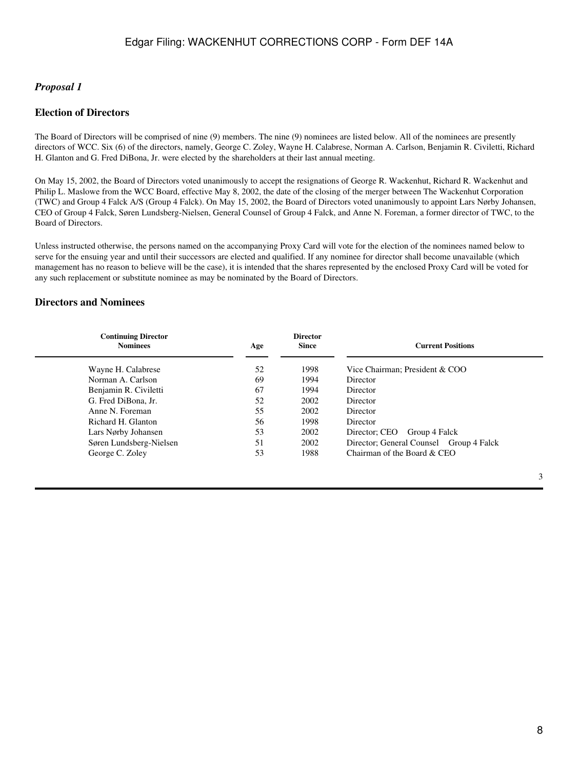*Proposal 1*

## Election of Directors

The Board of Directors will be comprised of nine (9) members. The nine (9) nominees are listed below. All of the nominees are presently directors of WCC. Six (6) of the directors, namely, George C. Zoley, Wayne H. Calabrese, Norman A. Carlson, Benjamin R. Civiletti, Richard H. Glanton and G. Fred DiBona, Jr. were elected by the shareholders at their last annual meeting.

On May 15, 2002, the Board of Directors voted unanimously to accept the resignations of George R. Wackenhut, Richard R. Wackenhut and Philip L. Maslowe from the WCC Board, effective May 8, 2002, the date of the closing of the merger between The Wackenhut Corporation (TWC) and Group 4 Falck A/S (Group 4 Falck). On May 15, 2002, the Board of Directors voted unanimously to appoint Lars Nørby Johansen, CEO of Group 4 Falck, Søren Lundsberg-Nielsen, General Counsel of Group 4 Falck, and Anne N. Foreman, a former director of TWC, to the Board of Directors.

Unless instructed otherwise, the persons named on the accompanying Proxy Card will vote for the election of the nominees named below to serve for the ensuing year and until their successors are elected and qualified. If any nominee for director shall become unavailable (which management has no reason to believe will be the case), it is intended that the shares represented by the enclosed Proxy Card will be voted for any such replacement or substitute nominee as may be nominated by the Board of Directors.

## Directors and Nominees

| Continuing Director Nominees | Age | Director Since | Current Positions |
|---|---|---|---|
| Wayne H. Calabrese | 52 | 1998 | Vice Chairman; President & COO |
| Norman A. Carlson | 69 | 1994 | Director |
| Benjamin R. Civiletti | 67 | 1994 | Director |
| G. Fred DiBona, Jr. | 52 | 2002 | Director |
| Anne N. Foreman | 55 | 2002 | Director |
| Richard H. Glanton | 56 | 1998 | Director |
| Lars Nørby Johansen | 53 | 2002 | Director; CEO Group 4 Falck |
| Søren Lundsberg-Nielsen | 51 | 2002 | Director; General Counsel Group 4 Falck |
| George C. Zoley | 53 | 1988 | Chairman of the Board & CEO |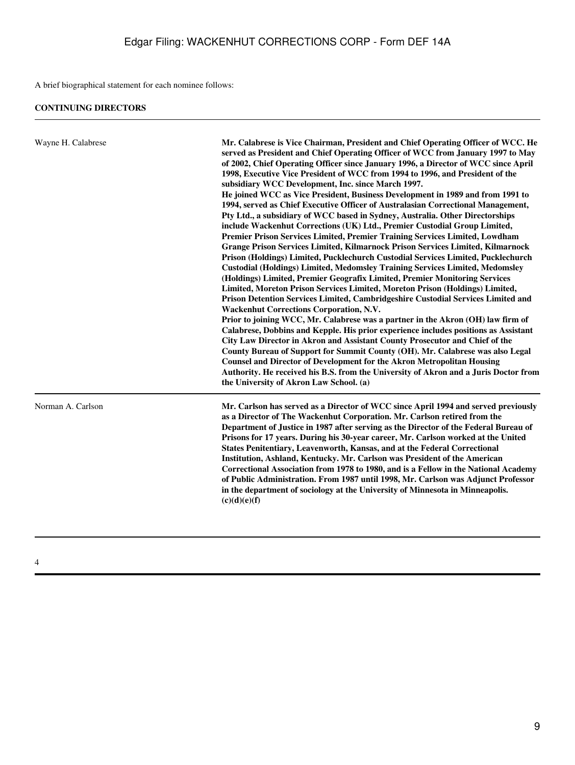A brief biographical statement for each nominee follows:

**CONTINUING DIRECTORS**

| | |
|---|---|
| Wayne H. Calabrese | **Mr. Calabrese is Vice Chairman, President and Chief Operating Officer of WCC. He served as President and Chief Operating Officer of WCC from January 1997 to May of 2002, Chief Operating Officer since January 1996, a Director of WCC since April 1998, Executive Vice President of WCC from 1994 to 1996, and President of the subsidiary WCC Development, Inc. since March 1997.** **He joined WCC as Vice President, Business Development in 1989 and from 1991 to 1994, served as Chief Executive Officer of Australasian Correctional Management, Pty Ltd., a subsidiary of WCC based in Sydney, Australia. Other Directorships include Wackenhut Corrections (UK) Ltd., Premier Custodial Group Limited, Premier Prison Services Limited, Premier Training Services Limited, Lowdham Grange Prison Services Limited, Kilmarnock Prison Services Limited, Kilmarnock Prison (Holdings) Limited, Pucklechurch Custodial Services Limited, Pucklechurch Custodial (Holdings) Limited, Medomsley Training Services Limited, Medomsley (Holdings) Limited, Premier Geografix Limited, Premier Monitoring Services Limited, Moreton Prison Services Limited, Moreton Prison (Holdings) Limited, Prison Detention Services Limited, Cambridgeshire Custodial Services Limited and Wackenhut Corrections Corporation, N.V.** **Prior to joining WCC, Mr. Calabrese was a partner in the Akron (OH) law firm of Calabrese, Dobbins and Kepple. His prior experience includes positions as Assistant City Law Director in Akron and Assistant County Prosecutor and Chief of the County Bureau of Support for Summit County (OH). Mr. Calabrese was also Legal Counsel and Director of Development for the Akron Metropolitan Housing Authority. He received his B.S. from the University of Akron and a Juris Doctor from the University of Akron Law School. (a)** |
| Norman A. Carlson | **Mr. Carlson has served as a Director of WCC since April 1994 and served previously as a Director of The Wackenhut Corporation. Mr. Carlson retired from the Department of Justice in 1987 after serving as the Director of the Federal Bureau of Prisons for 17 years. During his 30-year career, Mr. Carlson worked at the United States Penitentiary, Leavenworth, Kansas, and at the Federal Correctional Institution, Ashland, Kentucky. Mr. Carlson was President of the American Correctional Association from 1978 to 1980, and is a Fellow in the National Academy of Public Administration. From 1987 until 1998, Mr. Carlson was Adjunct Professor in the department of sociology at the University of Minnesota in Minneapolis. (c)(d)(e)(f)** |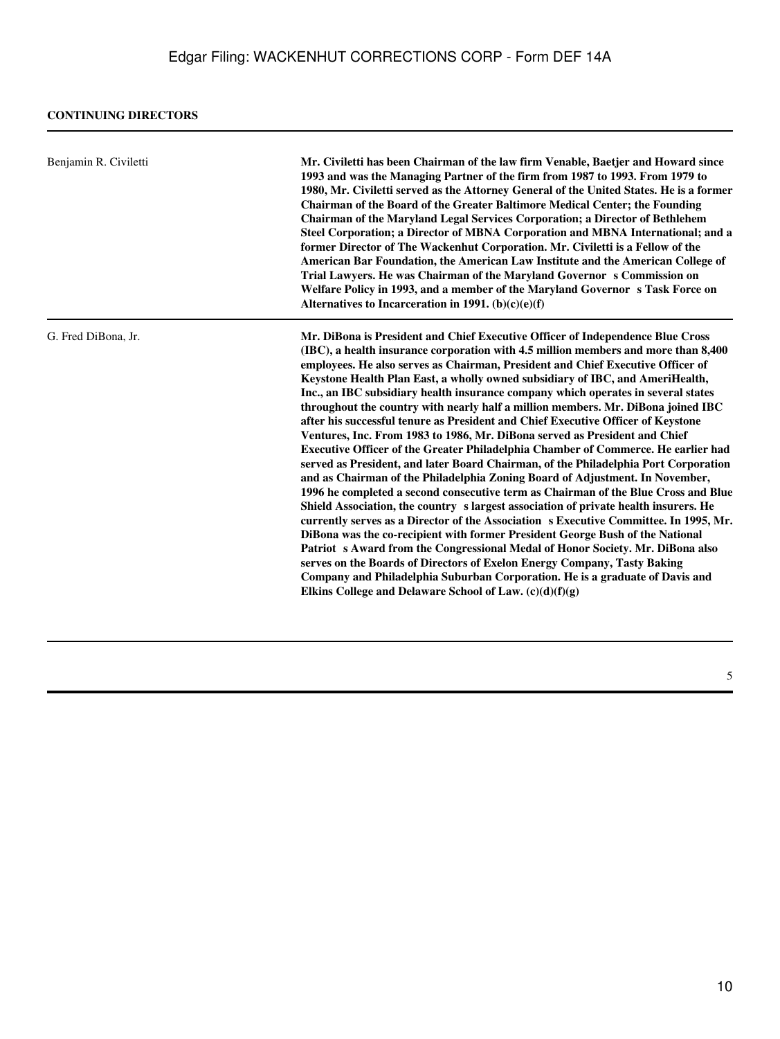**CONTINUING DIRECTORS**

| | |
|---|---|
| Benjamin R. Civiletti | **Mr. Civiletti has been Chairman of the law firm Venable, Baetjer and Howard since 1993 and was the Managing Partner of the firm from 1987 to 1993. From 1979 to 1980, Mr. Civiletti served as the Attorney General of the United States. He is a former Chairman of the Board of the Greater Baltimore Medical Center; the Founding Chairman of the Maryland Legal Services Corporation; a Director of Bethlehem Steel Corporation; a Director of MBNA Corporation and MBNA International; and a former Director of The Wackenhut Corporation. Mr. Civiletti is a Fellow of the American Bar Foundation, the American Law Institute and the American College of Trial Lawyers. He was Chairman of the Maryland Governor s Commission on Welfare Policy in 1993, and a member of the Maryland Governor s Task Force on Alternatives to Incarceration in 1991. (b)(c)(e)(f)** |
| G. Fred DiBona, Jr. | **Mr. DiBona is President and Chief Executive Officer of Independence Blue Cross (IBC), a health insurance corporation with 4.5 million members and more than 8,400 employees. He also serves as Chairman, President and Chief Executive Officer of Keystone Health Plan East, a wholly owned subsidiary of IBC, and AmeriHealth, Inc., an IBC subsidiary health insurance company which operates in several states throughout the country with nearly half a million members. Mr. DiBona joined IBC after his successful tenure as President and Chief Executive Officer of Keystone Ventures, Inc. From 1983 to 1986, Mr. DiBona served as President and Chief Executive Officer of the Greater Philadelphia Chamber of Commerce. He earlier had served as President, and later Board Chairman, of the Philadelphia Port Corporation and as Chairman of the Philadelphia Zoning Board of Adjustment. In November, 1996 he completed a second consecutive term as Chairman of the Blue Cross and Blue Shield Association, the country s largest association of private health insurers. He currently serves as a Director of the Association s Executive Committee. In 1995, Mr. DiBona was the co-recipient with former President George Bush of the National Patriot s Award from the Congressional Medal of Honor Society. Mr. DiBona also serves on the Boards of Directors of Exelon Energy Company, Tasty Baking Company and Philadelphia Suburban Corporation. He is a graduate of Davis and Elkins College and Delaware School of Law. (c)(d)(f)(g)** |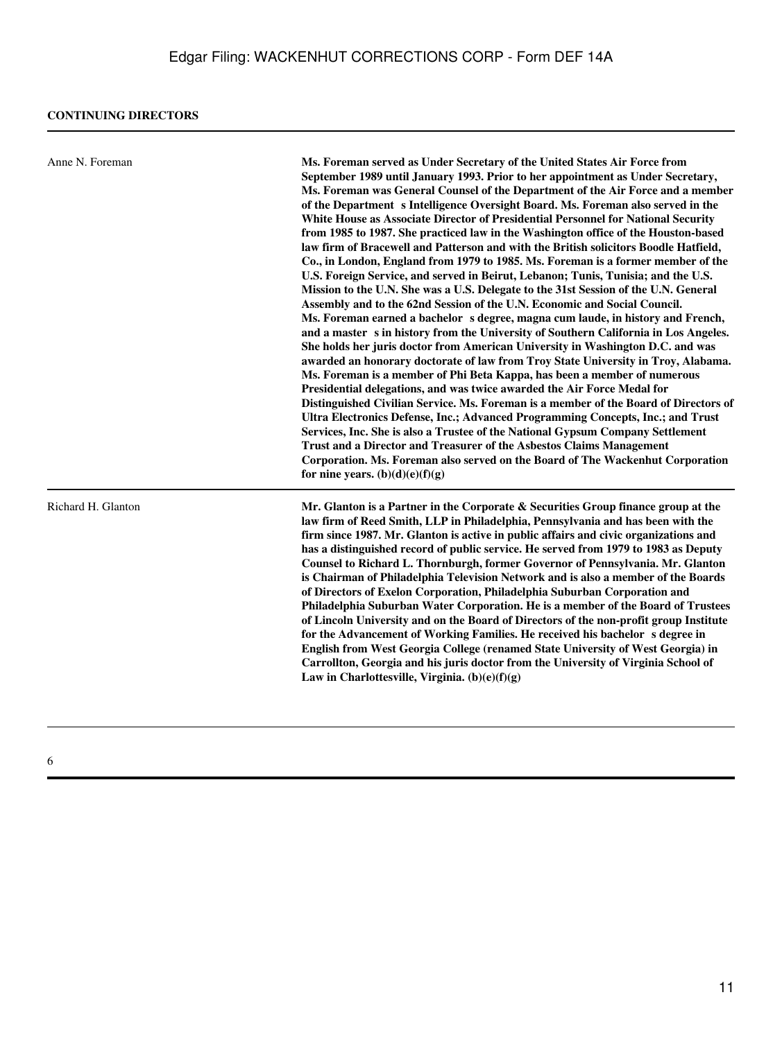**CONTINUING DIRECTORS**

| | |
|---|---|
| Anne N. Foreman | **Ms. Foreman served as Under Secretary of the United States Air Force from September 1989 until January 1993. Prior to her appointment as Under Secretary, Ms. Foreman was General Counsel of the Department of the Air Force and a member of the Department s Intelligence Oversight Board. Ms. Foreman also served in the White House as Associate Director of Presidential Personnel for National Security from 1985 to 1987. She practiced law in the Washington office of the Houston-based law firm of Bracewell and Patterson and with the British solicitors Boodle Hatfield, Co., in London, England from 1979 to 1985. Ms. Foreman is a former member of the U.S. Foreign Service, and served in Beirut, Lebanon; Tunis, Tunisia; and the U.S. Mission to the U.N. She was a U.S. Delegate to the 31st Session of the U.N. General Assembly and to the 62nd Session of the U.N. Economic and Social Council. Ms. Foreman earned a bachelor s degree, magna cum laude, in history and French, and a master s in history from the University of Southern California in Los Angeles. She holds her juris doctor from American University in Washington D.C. and was awarded an honorary doctorate of law from Troy State University in Troy, Alabama. Ms. Foreman is a member of Phi Beta Kappa, has been a member of numerous Presidential delegations, and was twice awarded the Air Force Medal for Distinguished Civilian Service. Ms. Foreman is a member of the Board of Directors of Ultra Electronics Defense, Inc.; Advanced Programming Concepts, Inc.; and Trust Services, Inc. She is also a Trustee of the National Gypsum Company Settlement Trust and a Director and Treasurer of the Asbestos Claims Management Corporation. Ms. Foreman also served on the Board of The Wackenhut Corporation for nine years. (b)(d)(e)(f)(g)** |
| Richard H. Glanton | **Mr. Glanton is a Partner in the Corporate & Securities Group finance group at the law firm of Reed Smith, LLP in Philadelphia, Pennsylvania and has been with the firm since 1987. Mr. Glanton is active in public affairs and civic organizations and has a distinguished record of public service. He served from 1979 to 1983 as Deputy Counsel to Richard L. Thornburgh, former Governor of Pennsylvania. Mr. Glanton is Chairman of Philadelphia Television Network and is also a member of the Boards of Directors of Exelon Corporation, Philadelphia Suburban Corporation and Philadelphia Suburban Water Corporation. He is a member of the Board of Trustees of Lincoln University and on the Board of Directors of the non-profit group Institute for the Advancement of Working Families. He received his bachelor s degree in English from West Georgia College (renamed State University of West Georgia) in Carrollton, Georgia and his juris doctor from the University of Virginia School of Law in Charlottesville, Virginia. (b)(e)(f)(g)** |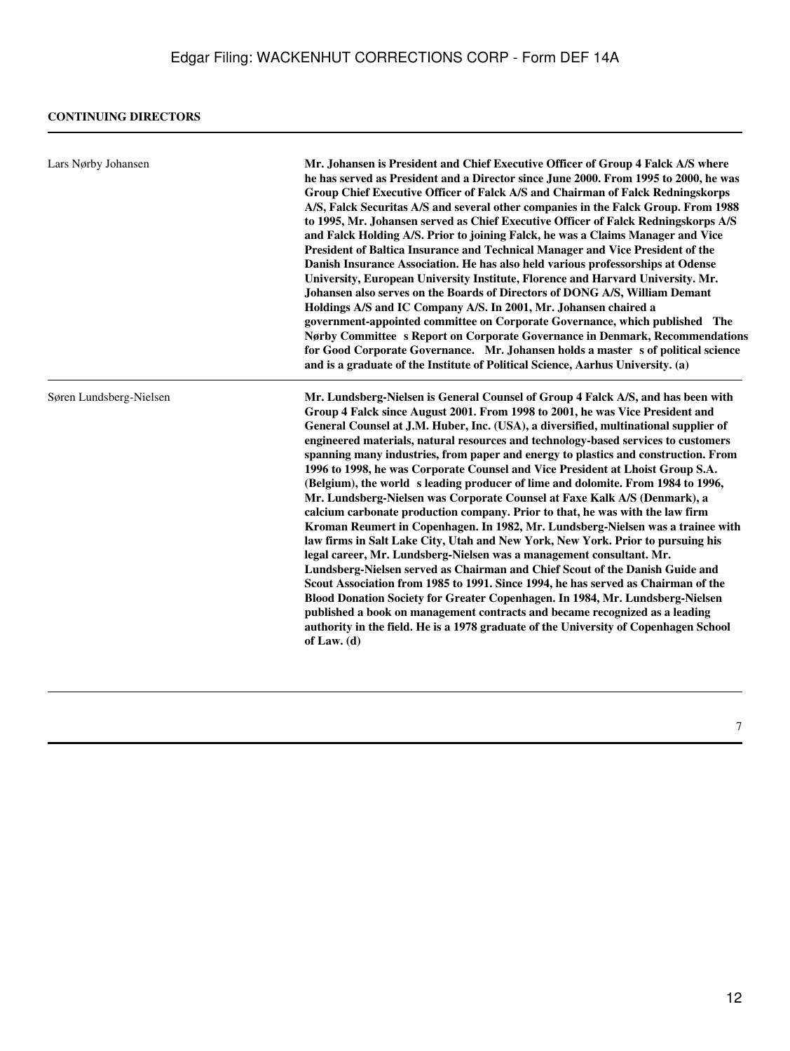**CONTINUING DIRECTORS**

| | |
|---|---|
| Lars Nørby Johansen | **Mr. Johansen is President and Chief Executive Officer of Group 4 Falck A/S where he has served as President and a Director since June 2000. From 1995 to 2000, he was Group Chief Executive Officer of Falck A/S and Chairman of Falck Redningskorps A/S, Falck Securitas A/S and several other companies in the Falck Group. From 1988 to 1995, Mr. Johansen served as Chief Executive Officer of Falck Redningskorps A/S and Falck Holding A/S. Prior to joining Falck, he was a Claims Manager and Vice President of Baltica Insurance and Technical Manager and Vice President of the Danish Insurance Association. He has also held various professorships at Odense University, European University Institute, Florence and Harvard University. Mr. Johansen also serves on the Boards of Directors of DONG A/S, William Demant Holdings A/S and IC Company A/S. In 2001, Mr. Johansen chaired a government-appointed committee on Corporate Governance, which published The Nørby Committee s Report on Corporate Governance in Denmark, Recommendations for Good Corporate Governance. Mr. Johansen holds a master s of political science and is a graduate of the Institute of Political Science, Aarhus University. (a)** |
| Søren Lundsberg-Nielsen | **Mr. Lundsberg-Nielsen is General Counsel of Group 4 Falck A/S, and has been with Group 4 Falck since August 2001. From 1998 to 2001, he was Vice President and General Counsel at J.M. Huber, Inc. (USA), a diversified, multinational supplier of engineered materials, natural resources and technology-based services to customers spanning many industries, from paper and energy to plastics and construction. From 1996 to 1998, he was Corporate Counsel and Vice President at Lhoist Group S.A. (Belgium), the world s leading producer of lime and dolomite. From 1984 to 1996, Mr. Lundsberg-Nielsen was Corporate Counsel at Faxe Kalk A/S (Denmark), a calcium carbonate production company. Prior to that, he was with the law firm Kroman Reumert in Copenhagen. In 1982, Mr. Lundsberg-Nielsen was a trainee with law firms in Salt Lake City, Utah and New York, New York. Prior to pursuing his legal career, Mr. Lundsberg-Nielsen was a management consultant. Mr. Lundsberg-Nielsen served as Chairman and Chief Scout of the Danish Guide and Scout Association from 1985 to 1991. Since 1994, he has served as Chairman of the Blood Donation Society for Greater Copenhagen. In 1984, Mr. Lundsberg-Nielsen published a book on management contracts and became recognized as a leading authority in the field. He is a 1978 graduate of the University of Copenhagen School of Law. (d)** |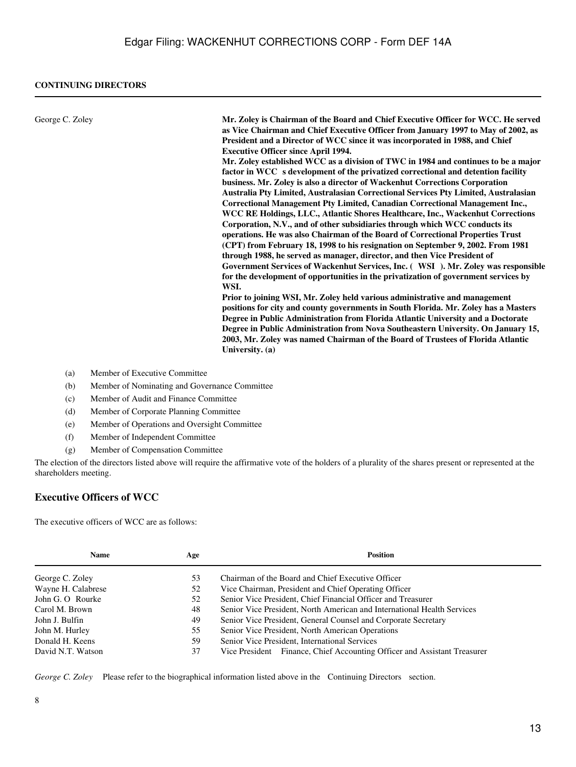**CONTINUING DIRECTORS**

| | |
|---|---|
| George C. Zoley | **Mr. Zoley is Chairman of the Board and Chief Executive Officer for WCC. He served as Vice Chairman and Chief Executive Officer from January 1997 to May of 2002, as President and a Director of WCC since it was incorporated in 1988, and Chief Executive Officer since April 1994.** **Mr. Zoley established WCC as a division of TWC in 1984 and continues to be a major factor in WCC s development of the privatized correctional and detention facility business. Mr. Zoley is also a director of Wackenhut Corrections Corporation Australia Pty Limited, Australasian Correctional Services Pty Limited, Australasian Correctional Management Pty Limited, Canadian Correctional Management Inc., WCC RE Holdings, LLC., Atlantic Shores Healthcare, Inc., Wackenhut Corrections Corporation, N.V., and of other subsidiaries through which WCC conducts its operations. He was also Chairman of the Board of Correctional Properties Trust (CPT) from February 18, 1998 to his resignation on September 9, 2002. From 1981 through 1988, he served as manager, director, and then Vice President of Government Services of Wackenhut Services, Inc. ( WSI ). Mr. Zoley was responsible for the development of opportunities in the privatization of government services by WSI.** **Prior to joining WSI, Mr. Zoley held various administrative and management positions for city and county governments in South Florida. Mr. Zoley has a Masters Degree in Public Administration from Florida Atlantic University and a Doctorate Degree in Public Administration from Nova Southeastern University. On January 15, 2003, Mr. Zoley was named Chairman of the Board of Trustees of Florida Atlantic University. (a)** |

(a) Member of Executive Committee

(b) Member of Nominating and Governance Committee

(c) Member of Audit and Finance Committee

(d) Member of Corporate Planning Committee

(e) Member of Operations and Oversight Committee

(f) Member of Independent Committee

(g) Member of Compensation Committee

The election of the directors listed above will require the affirmative vote of the holders of a plurality of the shares present or represented at the shareholders meeting.

## Executive Officers of WCC

The executive officers of WCC are as follows:

| Name | Age | Position |
|---|---|---|
| George C. Zoley | 53 | Chairman of the Board and Chief Executive Officer |
| Wayne H. Calabrese | 52 | Vice Chairman, President and Chief Operating Officer |
| John G. O Rourke | 52 | Senior Vice President, Chief Financial Officer and Treasurer |
| Carol M. Brown | 48 | Senior Vice President, North American and International Health Services |
| John J. Bulfin | 49 | Senior Vice President, General Counsel and Corporate Secretary |
| John M. Hurley | 55 | Senior Vice President, North American Operations |
| Donald H. Keens | 59 | Senior Vice President, International Services |
| David N.T. Watson | 37 | Vice President Finance, Chief Accounting Officer and Assistant Treasurer |

*George C. Zoley* Please refer to the biographical information listed above in the Continuing Directors section.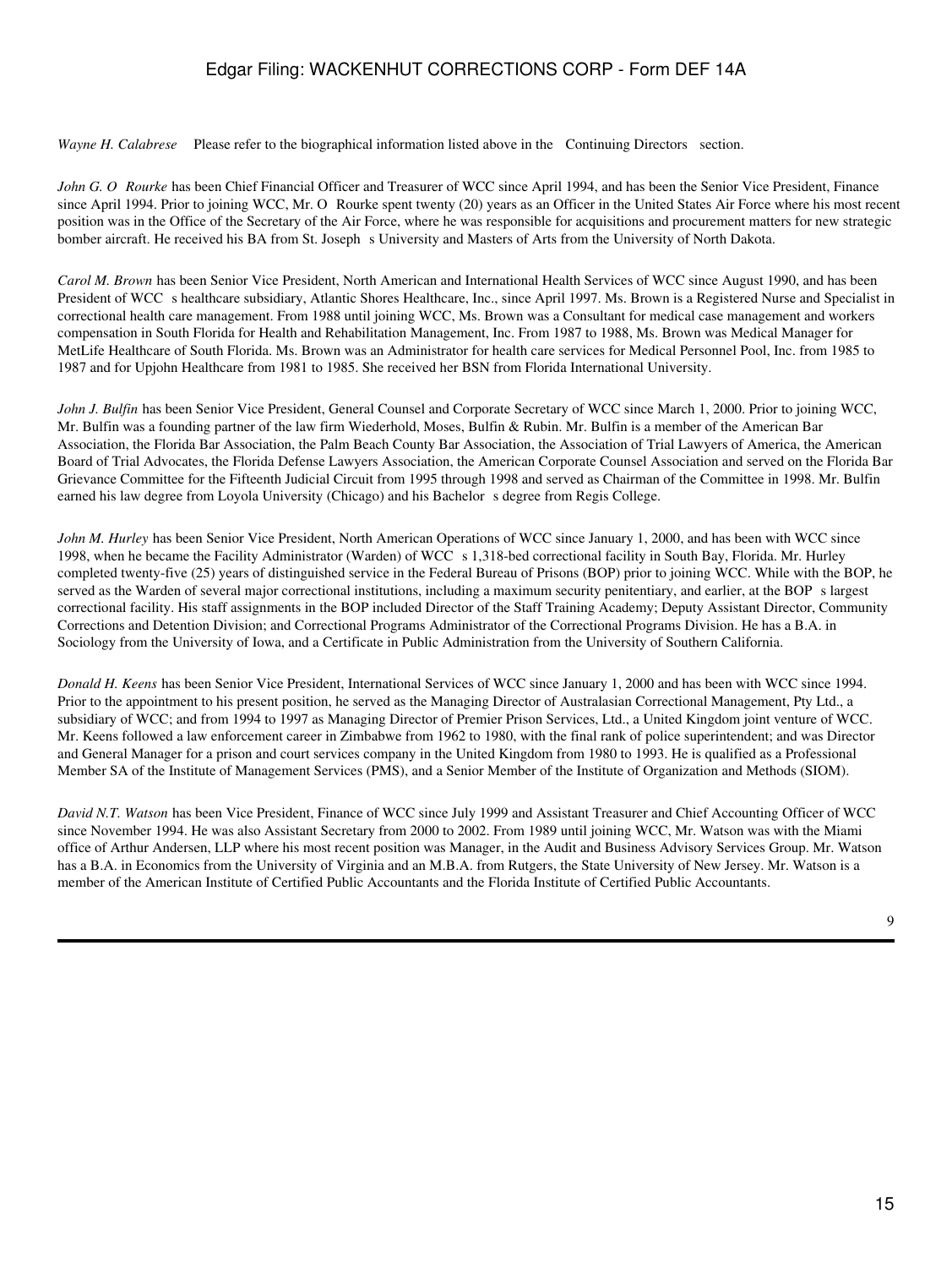*Wayne H. Calabrese* Please refer to the biographical information listed above in the Continuing Directors section.

*John G. O Rourke* has been Chief Financial Officer and Treasurer of WCC since April 1994, and has been the Senior Vice President, Finance since April 1994. Prior to joining WCC, Mr. O Rourke spent twenty (20) years as an Officer in the United States Air Force where his most recent position was in the Office of the Secretary of the Air Force, where he was responsible for acquisitions and procurement matters for new strategic bomber aircraft. He received his BA from St. Joseph s University and Masters of Arts from the University of North Dakota.

*Carol M. Brown* has been Senior Vice President, North American and International Health Services of WCC since August 1990, and has been President of WCC s healthcare subsidiary, Atlantic Shores Healthcare, Inc., since April 1997. Ms. Brown is a Registered Nurse and Specialist in correctional health care management. From 1988 until joining WCC, Ms. Brown was a Consultant for medical case management and workers compensation in South Florida for Health and Rehabilitation Management, Inc. From 1987 to 1988, Ms. Brown was Medical Manager for MetLife Healthcare of South Florida. Ms. Brown was an Administrator for health care services for Medical Personnel Pool, Inc. from 1985 to 1987 and for Upjohn Healthcare from 1981 to 1985. She received her BSN from Florida International University.

*John J. Bulfin* has been Senior Vice President, General Counsel and Corporate Secretary of WCC since March 1, 2000. Prior to joining WCC, Mr. Bulfin was a founding partner of the law firm Wiederhold, Moses, Bulfin & Rubin. Mr. Bulfin is a member of the American Bar Association, the Florida Bar Association, the Palm Beach County Bar Association, the Association of Trial Lawyers of America, the American Board of Trial Advocates, the Florida Defense Lawyers Association, the American Corporate Counsel Association and served on the Florida Bar Grievance Committee for the Fifteenth Judicial Circuit from 1995 through 1998 and served as Chairman of the Committee in 1998. Mr. Bulfin earned his law degree from Loyola University (Chicago) and his Bachelor s degree from Regis College.

*John M. Hurley* has been Senior Vice President, North American Operations of WCC since January 1, 2000, and has been with WCC since 1998, when he became the Facility Administrator (Warden) of WCC s 1,318-bed correctional facility in South Bay, Florida. Mr. Hurley completed twenty-five (25) years of distinguished service in the Federal Bureau of Prisons (BOP) prior to joining WCC. While with the BOP, he served as the Warden of several major correctional institutions, including a maximum security penitentiary, and earlier, at the BOP s largest correctional facility. His staff assignments in the BOP included Director of the Staff Training Academy; Deputy Assistant Director, Community Corrections and Detention Division; and Correctional Programs Administrator of the Correctional Programs Division. He has a B.A. in Sociology from the University of Iowa, and a Certificate in Public Administration from the University of Southern California.

*Donald H. Keens* has been Senior Vice President, International Services of WCC since January 1, 2000 and has been with WCC since 1994. Prior to the appointment to his present position, he served as the Managing Director of Australasian Correctional Management, Pty Ltd., a subsidiary of WCC; and from 1994 to 1997 as Managing Director of Premier Prison Services, Ltd., a United Kingdom joint venture of WCC. Mr. Keens followed a law enforcement career in Zimbabwe from 1962 to 1980, with the final rank of police superintendent; and was Director and General Manager for a prison and court services company in the United Kingdom from 1980 to 1993. He is qualified as a Professional Member SA of the Institute of Management Services (PMS), and a Senior Member of the Institute of Organization and Methods (SIOM).

*David N.T. Watson* has been Vice President, Finance of WCC since July 1999 and Assistant Treasurer and Chief Accounting Officer of WCC since November 1994. He was also Assistant Secretary from 2000 to 2002. From 1989 until joining WCC, Mr. Watson was with the Miami office of Arthur Andersen, LLP where his most recent position was Manager, in the Audit and Business Advisory Services Group. Mr. Watson has a B.A. in Economics from the University of Virginia and an M.B.A. from Rutgers, the State University of New Jersey. Mr. Watson is a member of the American Institute of Certified Public Accountants and the Florida Institute of Certified Public Accountants.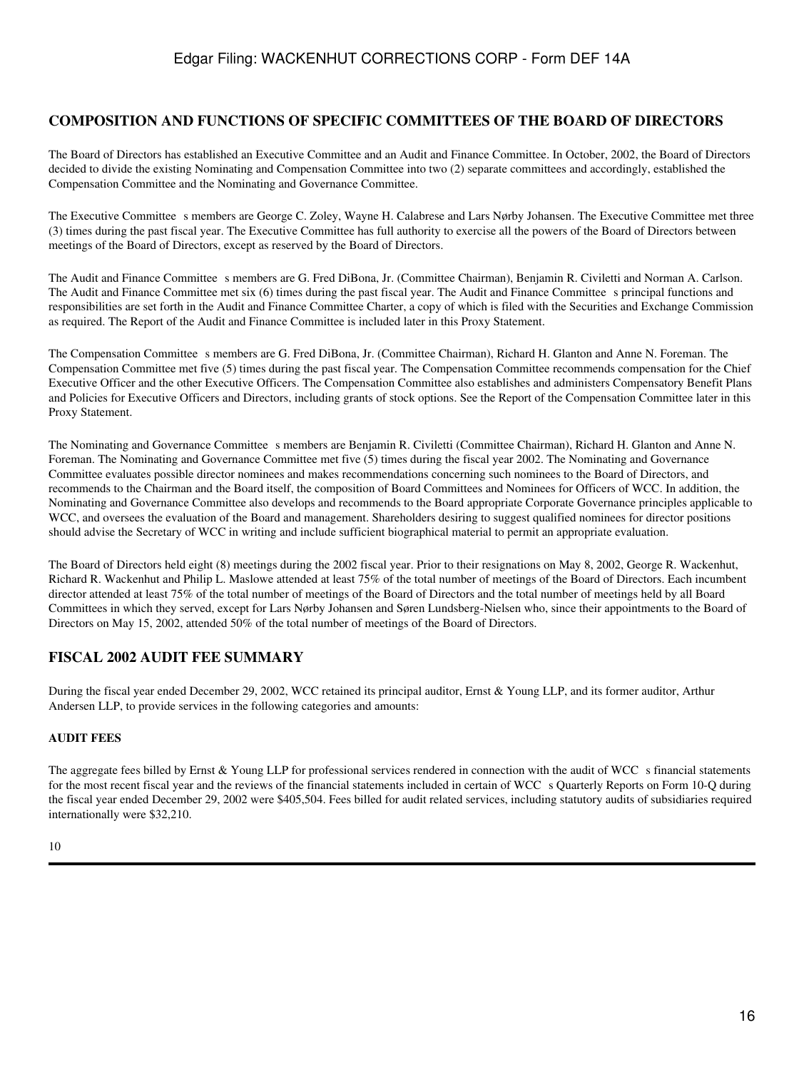## COMPOSITION AND FUNCTIONS OF SPECIFIC COMMITTEES OF THE BOARD OF DIRECTORS

The Board of Directors has established an Executive Committee and an Audit and Finance Committee. In October, 2002, the Board of Directors decided to divide the existing Nominating and Compensation Committee into two (2) separate committees and accordingly, established the Compensation Committee and the Nominating and Governance Committee.

The Executive Committee s members are George C. Zoley, Wayne H. Calabrese and Lars Nørby Johansen. The Executive Committee met three (3) times during the past fiscal year. The Executive Committee has full authority to exercise all the powers of the Board of Directors between meetings of the Board of Directors, except as reserved by the Board of Directors.

The Audit and Finance Committee s members are G. Fred DiBona, Jr. (Committee Chairman), Benjamin R. Civiletti and Norman A. Carlson. The Audit and Finance Committee met six (6) times during the past fiscal year. The Audit and Finance Committee s principal functions and responsibilities are set forth in the Audit and Finance Committee Charter, a copy of which is filed with the Securities and Exchange Commission as required. The Report of the Audit and Finance Committee is included later in this Proxy Statement.

The Compensation Committee s members are G. Fred DiBona, Jr. (Committee Chairman), Richard H. Glanton and Anne N. Foreman. The Compensation Committee met five (5) times during the past fiscal year. The Compensation Committee recommends compensation for the Chief Executive Officer and the other Executive Officers. The Compensation Committee also establishes and administers Compensatory Benefit Plans and Policies for Executive Officers and Directors, including grants of stock options. See the Report of the Compensation Committee later in this Proxy Statement.

The Nominating and Governance Committee s members are Benjamin R. Civiletti (Committee Chairman), Richard H. Glanton and Anne N. Foreman. The Nominating and Governance Committee met five (5) times during the fiscal year 2002. The Nominating and Governance Committee evaluates possible director nominees and makes recommendations concerning such nominees to the Board of Directors, and recommends to the Chairman and the Board itself, the composition of Board Committees and Nominees for Officers of WCC. In addition, the Nominating and Governance Committee also develops and recommends to the Board appropriate Corporate Governance principles applicable to WCC, and oversees the evaluation of the Board and management. Shareholders desiring to suggest qualified nominees for director positions should advise the Secretary of WCC in writing and include sufficient biographical material to permit an appropriate evaluation.

The Board of Directors held eight (8) meetings during the 2002 fiscal year. Prior to their resignations on May 8, 2002, George R. Wackenhut, Richard R. Wackenhut and Philip L. Maslowe attended at least 75% of the total number of meetings of the Board of Directors. Each incumbent director attended at least 75% of the total number of meetings of the Board of Directors and the total number of meetings held by all Board Committees in which they served, except for Lars Nørby Johansen and Søren Lundsberg-Nielsen who, since their appointments to the Board of Directors on May 15, 2002, attended 50% of the total number of meetings of the Board of Directors.

## FISCAL 2002 AUDIT FEE SUMMARY

During the fiscal year ended December 29, 2002, WCC retained its principal auditor, Ernst & Young LLP, and its former auditor, Arthur Andersen LLP, to provide services in the following categories and amounts:

### AUDIT FEES

The aggregate fees billed by Ernst & Young LLP for professional services rendered in connection with the audit of WCC s financial statements for the most recent fiscal year and the reviews of the financial statements included in certain of WCC s Quarterly Reports on Form 10-Q during the fiscal year ended December 29, 2002 were $405,504. Fees billed for audit related services, including statutory audits of subsidiaries required internationally were $32,210.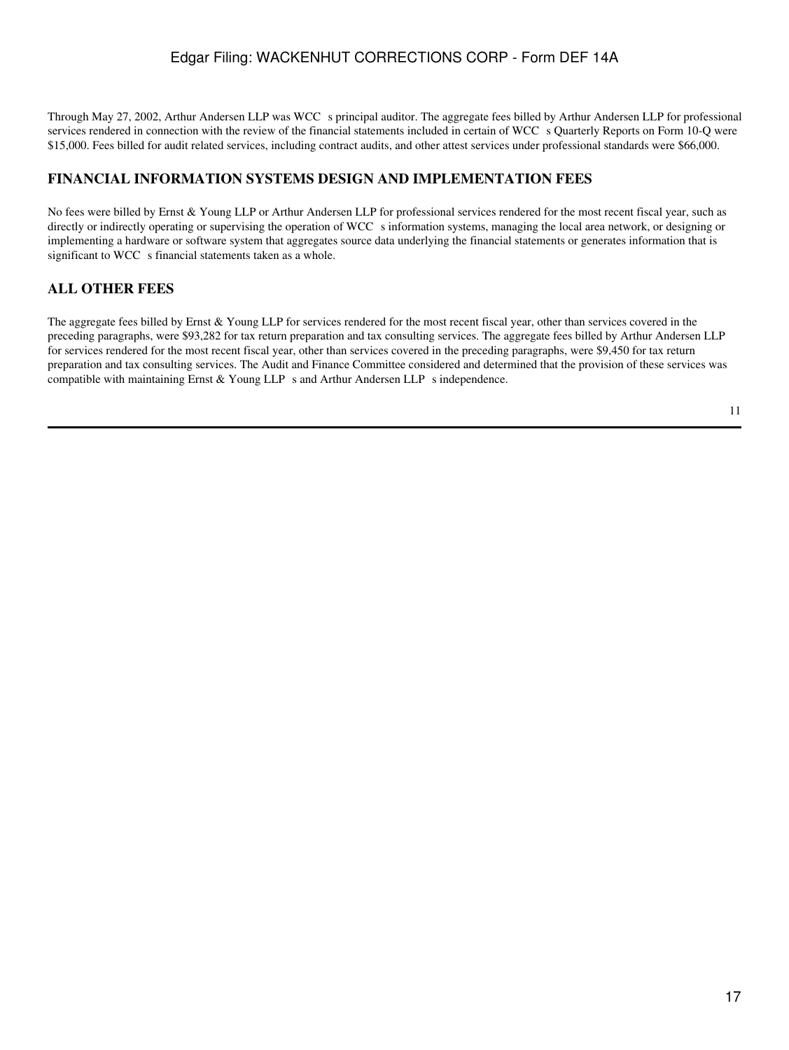Through May 27, 2002, Arthur Andersen LLP was WCC s principal auditor. The aggregate fees billed by Arthur Andersen LLP for professional services rendered in connection with the review of the financial statements included in certain of WCC s Quarterly Reports on Form 10-Q were $15,000. Fees billed for audit related services, including contract audits, and other attest services under professional standards were $66,000.

## FINANCIAL INFORMATION SYSTEMS DESIGN AND IMPLEMENTATION FEES

No fees were billed by Ernst & Young LLP or Arthur Andersen LLP for professional services rendered for the most recent fiscal year, such as directly or indirectly operating or supervising the operation of WCC s information systems, managing the local area network, or designing or implementing a hardware or software system that aggregates source data underlying the financial statements or generates information that is significant to WCC s financial statements taken as a whole.

## ALL OTHER FEES

The aggregate fees billed by Ernst & Young LLP for services rendered for the most recent fiscal year, other than services covered in the preceding paragraphs, were $93,282 for tax return preparation and tax consulting services. The aggregate fees billed by Arthur Andersen LLP for services rendered for the most recent fiscal year, other than services covered in the preceding paragraphs, were $9,450 for tax return preparation and tax consulting services. The Audit and Finance Committee considered and determined that the provision of these services was compatible with maintaining Ernst & Young LLP s and Arthur Andersen LLP s independence.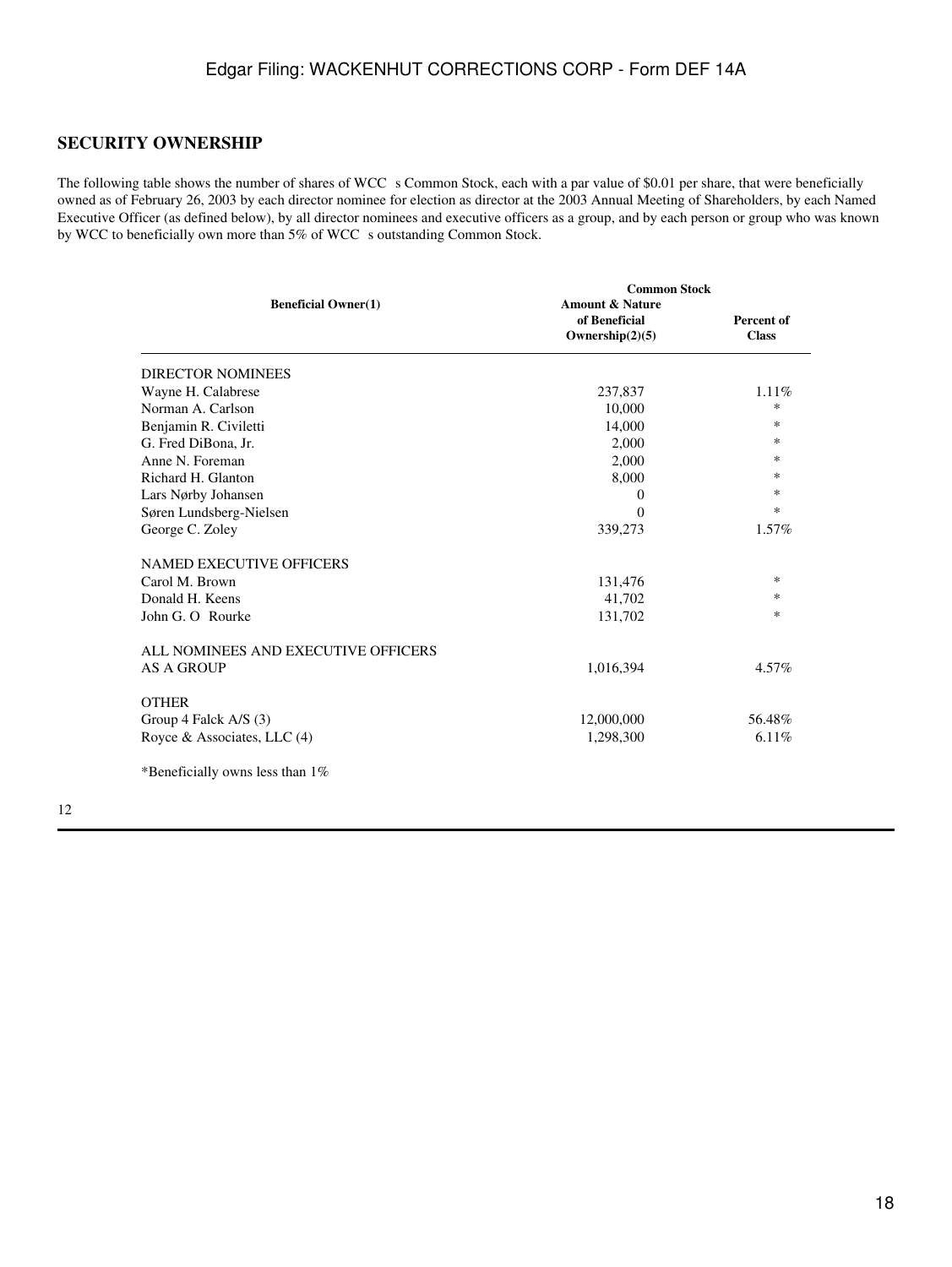## SECURITY OWNERSHIP

The following table shows the number of shares of WCC s Common Stock, each with a par value of $0.01 per share, that were beneficially owned as of February 26, 2003 by each director nominee for election as director at the 2003 Annual Meeting of Shareholders, by each Named Executive Officer (as defined below), by all director nominees and executive officers as a group, and by each person or group who was known by WCC to beneficially own more than 5% of WCC s outstanding Common Stock.

| Beneficial Owner(1) | Common Stock | |
|---|---|---|
| | Amount & Nature of Beneficial Ownership(2)(5) | Percent of Class |
| DIRECTOR NOMINEES | | |
| Wayne H. Calabrese | 237,837 | 1.11% |
| Norman A. Carlson | 10,000 | * |
| Benjamin R. Civiletti | 14,000 | * |
| G. Fred DiBona, Jr. | 2,000 | * |
| Anne N. Foreman | 2,000 | * |
| Richard H. Glanton | 8,000 | * |
| Lars Nørby Johansen | 0 | * |
| Søren Lundsberg-Nielsen | 0 | * |
| George C. Zoley | 339,273 | 1.57% |
| NAMED EXECUTIVE OFFICERS | | |
| Carol M. Brown | 131,476 | * |
| Donald H. Keens | 41,702 | * |
| John G. O Rourke | 131,702 | * |
| ALL NOMINEES AND EXECUTIVE OFFICERS AS A GROUP | 1,016,394 | 4.57% |
| OTHER | | |
| Group 4 Falck A/S (3) | 12,000,000 | 56.48% |
| Royce & Associates, LLC (4) | 1,298,300 | 6.11% |

*Beneficially owns less than 1%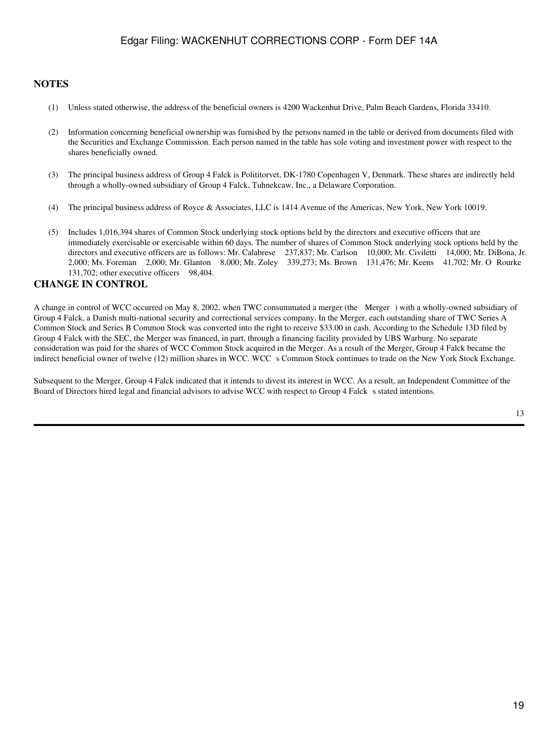## NOTES

(1) Unless stated otherwise, the address of the beneficial owners is 4200 Wackenhut Drive, Palm Beach Gardens, Florida 33410.

(2) Information concerning beneficial ownership was furnished by the persons named in the table or derived from documents filed with the Securities and Exchange Commission. Each person named in the table has sole voting and investment power with respect to the shares beneficially owned.

(3) The principal business address of Group 4 Falck is Polititorvet, DK-1780 Copenhagen V, Denmark. These shares are indirectly held through a wholly-owned subsidiary of Group 4 Falck, Tuhnekcaw, Inc., a Delaware Corporation.

(4) The principal business address of Royce & Associates, LLC is 1414 Avenue of the Americas, New York, New York 10019.

(5) Includes 1,016,394 shares of Common Stock underlying stock options held by the directors and executive officers that are immediately exercisable or exercisable within 60 days. The number of shares of Common Stock underlying stock options held by the directors and executive officers are as follows: Mr. Calabrese 237,837; Mr. Carlson 10,000; Mr. Civiletti 14,000; Mr. DiBona, Jr. 2,000; Ms. Foreman 2,000; Mr. Glanton 8,000; Mr. Zoley 339,273; Ms. Brown 131,476; Mr. Keens 41,702; Mr. O Rourke 131,702; other executive officers 98,404.

## CHANGE IN CONTROL

A change in control of WCC occurred on May 8, 2002, when TWC consummated a merger (the Merger ) with a wholly-owned subsidiary of Group 4 Falck, a Danish multi-national security and correctional services company. In the Merger, each outstanding share of TWC Series A Common Stock and Series B Common Stock was converted into the right to receive $33.00 in cash. According to the Schedule 13D filed by Group 4 Falck with the SEC, the Merger was financed, in part, through a financing facility provided by UBS Warburg. No separate consideration was paid for the shares of WCC Common Stock acquired in the Merger. As a result of the Merger, Group 4 Falck became the indirect beneficial owner of twelve (12) million shares in WCC. WCC s Common Stock continues to trade on the New York Stock Exchange.

Subsequent to the Merger, Group 4 Falck indicated that it intends to divest its interest in WCC. As a result, an Independent Committee of the Board of Directors hired legal and financial advisors to advise WCC with respect to Group 4 Falck s stated intentions.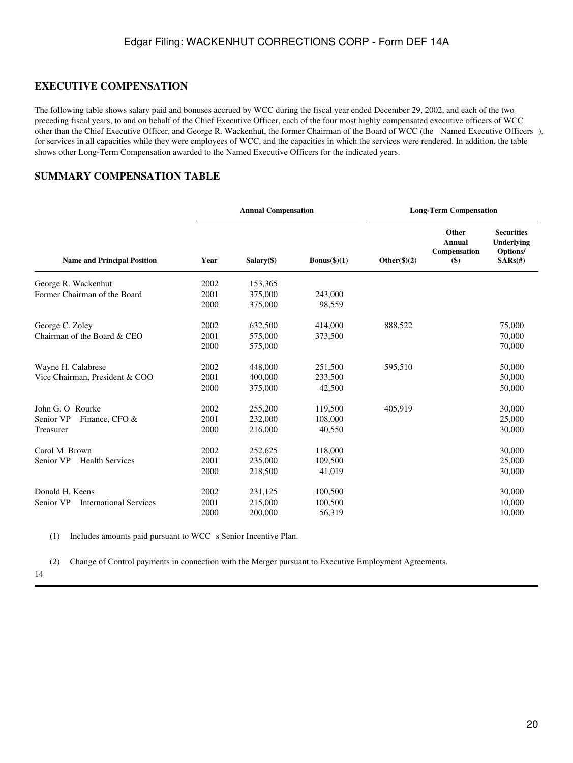## EXECUTIVE COMPENSATION

The following table shows salary paid and bonuses accrued by WCC during the fiscal year ended December 29, 2002, and each of the two preceding fiscal years, to and on behalf of the Chief Executive Officer, each of the four most highly compensated executive officers of WCC other than the Chief Executive Officer, and George R. Wackenhut, the former Chairman of the Board of WCC (the Named Executive Officers ), for services in all capacities while they were employees of WCC, and the capacities in which the services were rendered. In addition, the table shows other Long-Term Compensation awarded to the Named Executive Officers for the indicated years.

## SUMMARY COMPENSATION TABLE

| | | Annual Compensation | | Long-Term Compensation | | |
|---|---|---|---|---|---|---|
| Name and Principal Position | Year | Salary($) | Bonus($)(1) | Other($)(2) | Other Annual Compensation ($) | Securities Underlying Options/ SARs(#) |
| George R. Wackenhut | 2002 | 153,365 | | | | |
| Former Chairman of the Board | 2001 | 375,000 | 243,000 | | | |
| | 2000 | 375,000 | 98,559 | | | |
| George C. Zoley | 2002 | 632,500 | 414,000 | 888,522 | | 75,000 |
| Chairman of the Board & CEO | 2001 | 575,000 | 373,500 | | | 70,000 |
| | 2000 | 575,000 | | | | 70,000 |
| Wayne H. Calabrese | 2002 | 448,000 | 251,500 | 595,510 | | 50,000 |
| Vice Chairman, President & COO | 2001 | 400,000 | 233,500 | | | 50,000 |
| | 2000 | 375,000 | 42,500 | | | 50,000 |
| John G. O Rourke | 2002 | 255,200 | 119,500 | 405,919 | | 30,000 |
| Senior VP Finance, CFO & | 2001 | 232,000 | 108,000 | | | 25,000 |
| Treasurer | 2000 | 216,000 | 40,550 | | | 30,000 |
| Carol M. Brown | 2002 | 252,625 | 118,000 | | | 30,000 |
| Senior VP Health Services | 2001 | 235,000 | 109,500 | | | 25,000 |
| | 2000 | 218,500 | 41,019 | | | 30,000 |
| Donald H. Keens | 2002 | 231,125 | 100,500 | | | 30,000 |
| Senior VP International Services | 2001 | 215,000 | 100,500 | | | 10,000 |
| | 2000 | 200,000 | 56,319 | | | 10,000 |

(1) Includes amounts paid pursuant to WCC s Senior Incentive Plan.

(2) Change of Control payments in connection with the Merger pursuant to Executive Employment Agreements.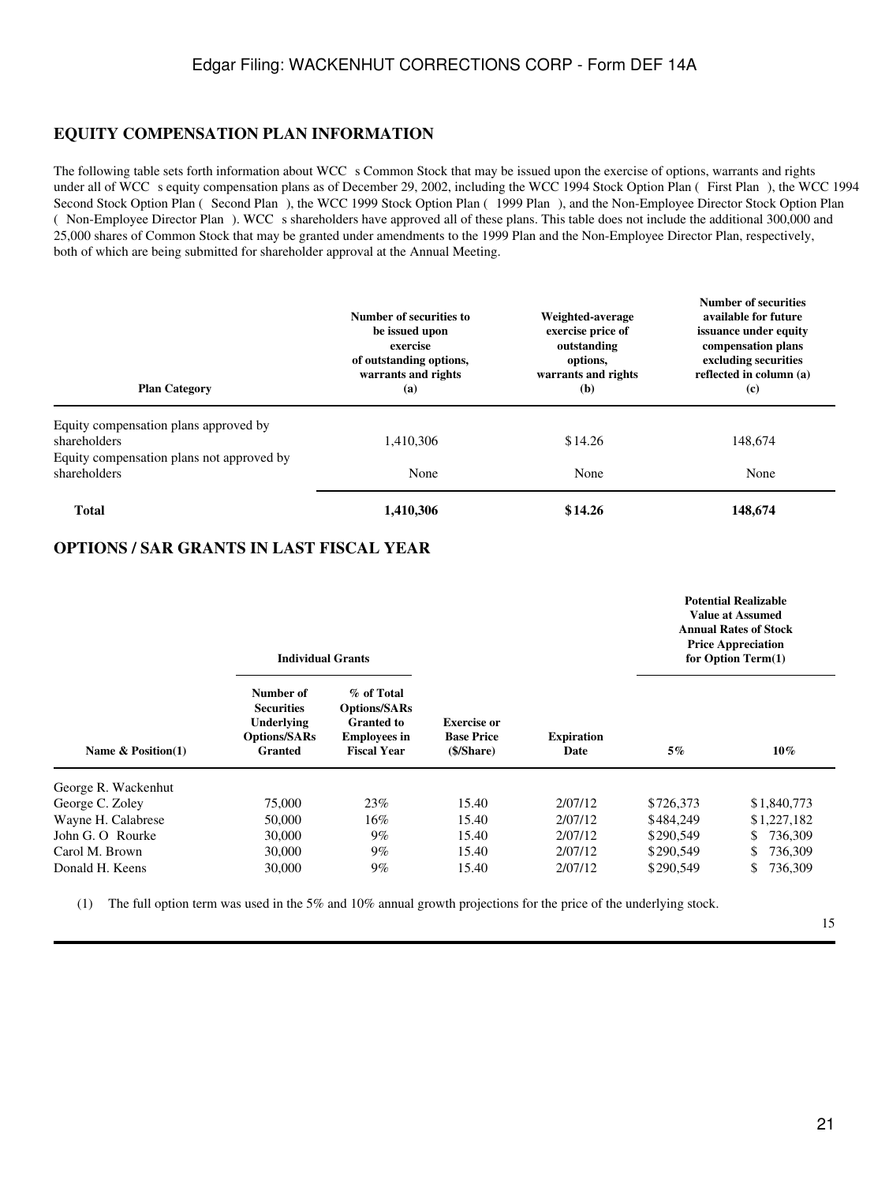## EQUITY COMPENSATION PLAN INFORMATION

The following table sets forth information about WCC s Common Stock that may be issued upon the exercise of options, warrants and rights under all of WCC s equity compensation plans as of December 29, 2002, including the WCC 1994 Stock Option Plan ( First Plan ), the WCC 1994 Second Stock Option Plan ( Second Plan ), the WCC 1999 Stock Option Plan ( 1999 Plan ), and the Non-Employee Director Stock Option Plan ( Non-Employee Director Plan ). WCC s shareholders have approved all of these plans. This table does not include the additional 300,000 and 25,000 shares of Common Stock that may be granted under amendments to the 1999 Plan and the Non-Employee Director Plan, respectively, both of which are being submitted for shareholder approval at the Annual Meeting.

| Plan Category | Number of securities to be issued upon exercise of outstanding options, warrants and rights (a) | Weighted-average exercise price of outstanding options, warrants and rights (b) | Number of securities available for future issuance under equity compensation plans excluding securities reflected in column (a) (c) |
|---|---|---|---|
| Equity compensation plans approved by shareholders | 1,410,306 | $14.26 | 148,674 |
| Equity compensation plans not approved by shareholders | None | None | None |
| **Total** | **1,410,306** | **$14.26** | **148,674** |

## OPTIONS / SAR GRANTS IN LAST FISCAL YEAR

| | Individual Grants | | | | Potential Realizable Value at Assumed Annual Rates of Stock Price Appreciation for Option Term(1) | |
|---|---|---|---|---|---|---|
| Name & Position(1) | Number of Securities Underlying Options/SARs Granted | % of Total Options/SARs Granted to Employees in Fiscal Year | Exercise or Base Price ($/Share) | Expiration Date | 5% | 10% |
| George R. Wackenhut | | | | | | |
| George C. Zoley | 75,000 | 23% | 15.40 | 2/07/12 | $726,373 | $1,840,773 |
| Wayne H. Calabrese | 50,000 | 16% | 15.40 | 2/07/12 | $484,249 | $1,227,182 |
| John G. O Rourke | 30,000 | 9% | 15.40 | 2/07/12 | $290,549 | $ 736,309 |
| Carol M. Brown | 30,000 | 9% | 15.40 | 2/07/12 | $290,549 | $ 736,309 |
| Donald H. Keens | 30,000 | 9% | 15.40 | 2/07/12 | $290,549 | $ 736,309 |

(1) The full option term was used in the 5% and 10% annual growth projections for the price of the underlying stock.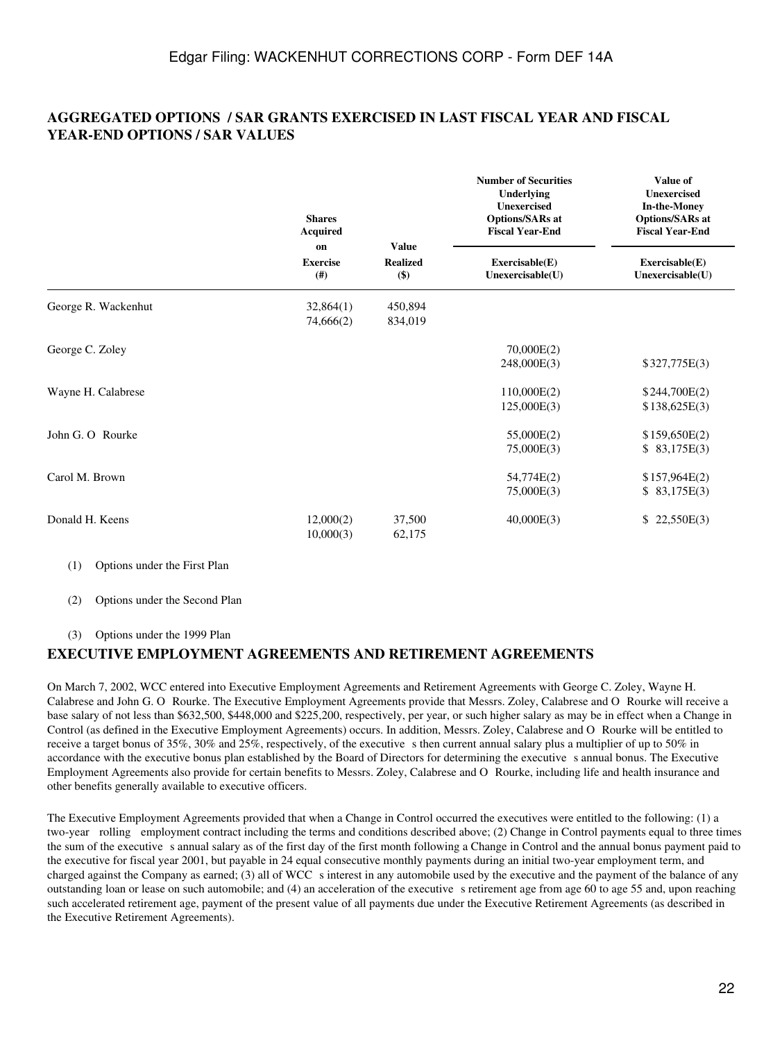## AGGREGATED OPTIONS / SAR GRANTS EXERCISED IN LAST FISCAL YEAR AND FISCAL YEAR-END OPTIONS / SAR VALUES

| | Shares Acquired on Exercise (#) | Value Realized ($) | Number of Securities Underlying Unexercised Options/SARs at Fiscal Year-End Exercisable(E) Unexercisable(U) | Value of Unexercised In-the-Money Options/SARs at Fiscal Year-End Exercisable(E) Unexercisable(U) |
|---|---|---|---|---|
| George R. Wackenhut | 32,864(1) | 450,894 | | |
| | 74,666(2) | 834,019 | | |
| George C. Zoley | | | 70,000E(2) | |
| | | | 248,000E(3) | $327,775E(3) |
| Wayne H. Calabrese | | | 110,000E(2) | $244,700E(2) |
| | | | 125,000E(3) | $138,625E(3) |
| John G. O Rourke | | | 55,000E(2) | $159,650E(2) |
| | | | 75,000E(3) | $ 83,175E(3) |
| Carol M. Brown | | | 54,774E(2) | $157,964E(2) |
| | | | 75,000E(3) | $ 83,175E(3) |
| Donald H. Keens | 12,000(2) | 37,500 | 40,000E(3) | $ 22,550E(3) |
| | 10,000(3) | 62,175 | | |

(1) Options under the First Plan

(2) Options under the Second Plan

(3) Options under the 1999 Plan

## EXECUTIVE EMPLOYMENT AGREEMENTS AND RETIREMENT AGREEMENTS

On March 7, 2002, WCC entered into Executive Employment Agreements and Retirement Agreements with George C. Zoley, Wayne H. Calabrese and John G. O Rourke. The Executive Employment Agreements provide that Messrs. Zoley, Calabrese and O Rourke will receive a base salary of not less than $632,500, $448,000 and $225,200, respectively, per year, or such higher salary as may be in effect when a Change in Control (as defined in the Executive Employment Agreements) occurs. In addition, Messrs. Zoley, Calabrese and O Rourke will be entitled to receive a target bonus of 35%, 30% and 25%, respectively, of the executive s then current annual salary plus a multiplier of up to 50% in accordance with the executive bonus plan established by the Board of Directors for determining the executive s annual bonus. The Executive Employment Agreements also provide for certain benefits to Messrs. Zoley, Calabrese and O Rourke, including life and health insurance and other benefits generally available to executive officers.

The Executive Employment Agreements provided that when a Change in Control occurred the executives were entitled to the following: (1) a two-year rolling employment contract including the terms and conditions described above; (2) Change in Control payments equal to three times the sum of the executive s annual salary as of the first day of the first month following a Change in Control and the annual bonus payment paid to the executive for fiscal year 2001, but payable in 24 equal consecutive monthly payments during an initial two-year employment term, and charged against the Company as earned; (3) all of WCC s interest in any automobile used by the executive and the payment of the balance of any outstanding loan or lease on such automobile; and (4) an acceleration of the executive s retirement age from age 60 to age 55 and, upon reaching such accelerated retirement age, payment of the present value of all payments due under the Executive Retirement Agreements (as described in the Executive Retirement Agreements).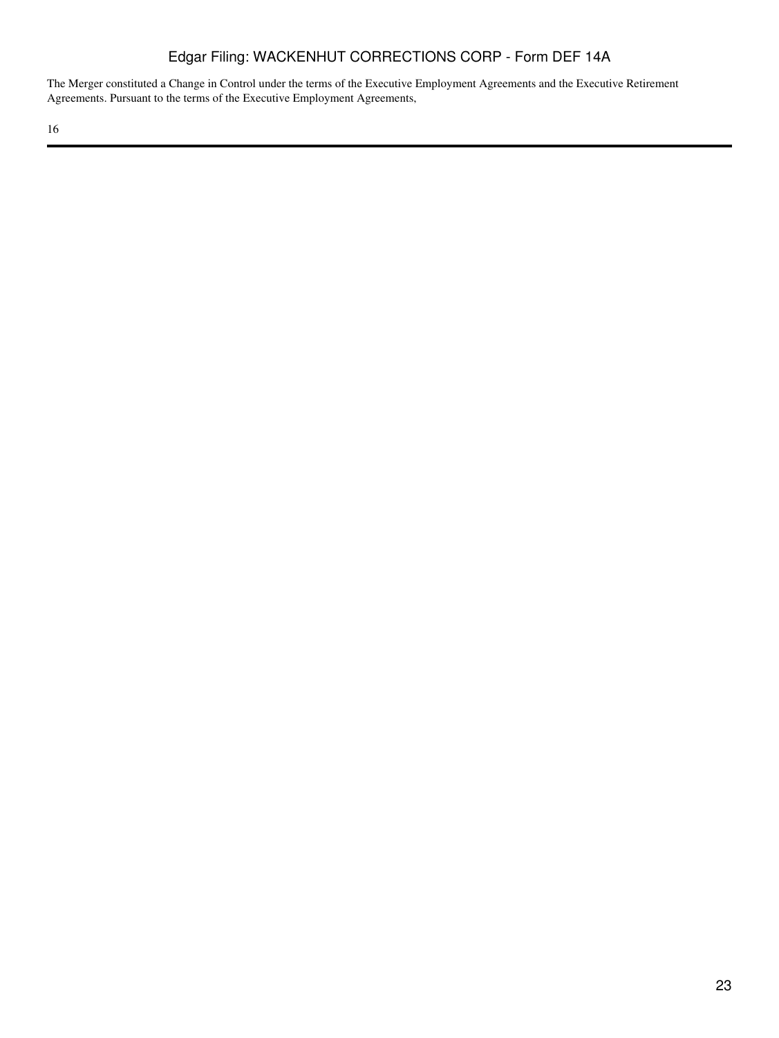The Merger constituted a Change in Control under the terms of the Executive Employment Agreements and the Executive Retirement Agreements. Pursuant to the terms of the Executive Employment Agreements,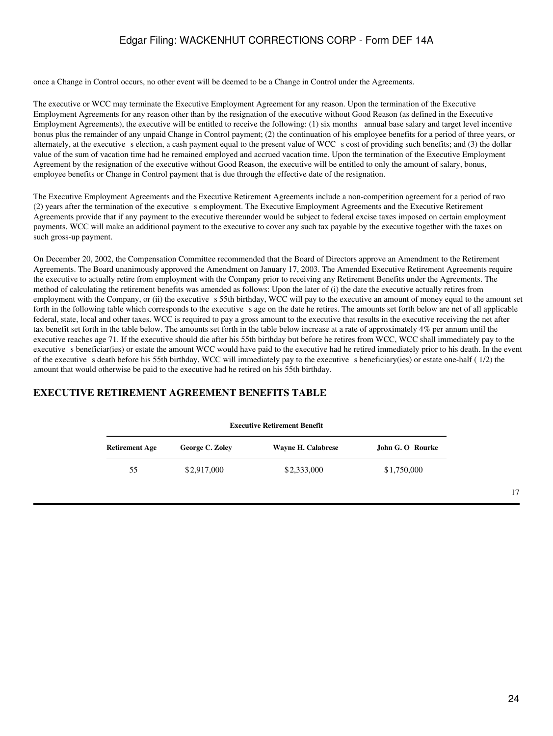once a Change in Control occurs, no other event will be deemed to be a Change in Control under the Agreements.

The executive or WCC may terminate the Executive Employment Agreement for any reason. Upon the termination of the Executive Employment Agreements for any reason other than by the resignation of the executive without Good Reason (as defined in the Executive Employment Agreements), the executive will be entitled to receive the following: (1) six months annual base salary and target level incentive bonus plus the remainder of any unpaid Change in Control payment; (2) the continuation of his employee benefits for a period of three years, or alternately, at the executive s election, a cash payment equal to the present value of WCC s cost of providing such benefits; and (3) the dollar value of the sum of vacation time had he remained employed and accrued vacation time. Upon the termination of the Executive Employment Agreement by the resignation of the executive without Good Reason, the executive will be entitled to only the amount of salary, bonus, employee benefits or Change in Control payment that is due through the effective date of the resignation.

The Executive Employment Agreements and the Executive Retirement Agreements include a non-competition agreement for a period of two (2) years after the termination of the executive s employment. The Executive Employment Agreements and the Executive Retirement Agreements provide that if any payment to the executive thereunder would be subject to federal excise taxes imposed on certain employment payments, WCC will make an additional payment to the executive to cover any such tax payable by the executive together with the taxes on such gross-up payment.

On December 20, 2002, the Compensation Committee recommended that the Board of Directors approve an Amendment to the Retirement Agreements. The Board unanimously approved the Amendment on January 17, 2003. The Amended Executive Retirement Agreements require the executive to actually retire from employment with the Company prior to receiving any Retirement Benefits under the Agreements. The method of calculating the retirement benefits was amended as follows: Upon the later of (i) the date the executive actually retires from employment with the Company, or (ii) the executive s 55th birthday, WCC will pay to the executive an amount of money equal to the amount set forth in the following table which corresponds to the executive s age on the date he retires. The amounts set forth below are net of all applicable federal, state, local and other taxes. WCC is required to pay a gross amount to the executive that results in the executive receiving the net after tax benefit set forth in the table below. The amounts set forth in the table below increase at a rate of approximately 4% per annum until the executive reaches age 71. If the executive should die after his 55th birthday but before he retires from WCC, WCC shall immediately pay to the executive s beneficiar(ies) or estate the amount WCC would have paid to the executive had he retired immediately prior to his death. In the event of the executive s death before his 55th birthday, WCC will immediately pay to the executive s beneficiary(ies) or estate one-half ( 1/2) the amount that would otherwise be paid to the executive had he retired on his 55th birthday.

## EXECUTIVE RETIREMENT AGREEMENT BENEFITS TABLE

| | Executive Retirement Benefit | | |
|---|---|---|---|
| **Retirement Age** | **George C. Zoley** | **Wayne H. Calabrese** | **John G. O Rourke** |
| 55 | $2,917,000 | $2,333,000 | $1,750,000 |

17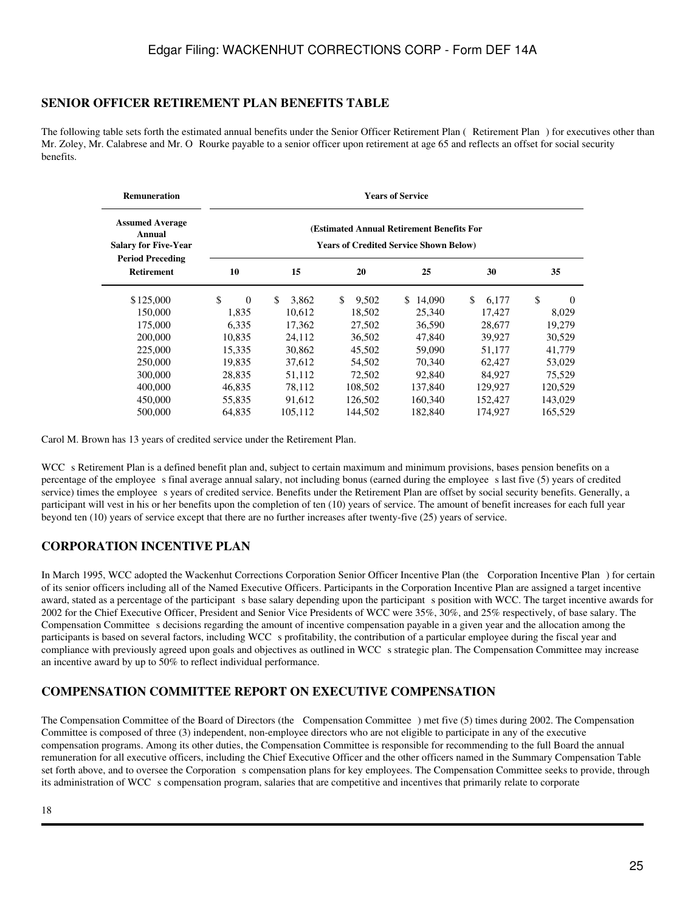## SENIOR OFFICER RETIREMENT PLAN BENEFITS TABLE

The following table sets forth the estimated annual benefits under the Senior Officer Retirement Plan ( Retirement Plan ) for executives other than Mr. Zoley, Mr. Calabrese and Mr. O Rourke payable to a senior officer upon retirement at age 65 and reflects an offset for social security benefits.

| Remuneration | Years of Service | | | | | |
|---|---|---|---|---|---|---|
| Assumed Average Annual Salary for Five-Year Period Preceding Retirement | (Estimated Annual Retirement Benefits For Years of Credited Service Shown Below) | | | | | |
| | 10 | 15 | 20 | 25 | 30 | 35 |
| $125,000 | $ 0 | $ 3,862 | $ 9,502 | $ 14,090 | $ 6,177 | $ 0 |
| 150,000 | 1,835 | 10,612 | 18,502 | 25,340 | 17,427 | 8,029 |
| 175,000 | 6,335 | 17,362 | 27,502 | 36,590 | 28,677 | 19,279 |
| 200,000 | 10,835 | 24,112 | 36,502 | 47,840 | 39,927 | 30,529 |
| 225,000 | 15,335 | 30,862 | 45,502 | 59,090 | 51,177 | 41,779 |
| 250,000 | 19,835 | 37,612 | 54,502 | 70,340 | 62,427 | 53,029 |
| 300,000 | 28,835 | 51,112 | 72,502 | 92,840 | 84,927 | 75,529 |
| 400,000 | 46,835 | 78,112 | 108,502 | 137,840 | 129,927 | 120,529 |
| 450,000 | 55,835 | 91,612 | 126,502 | 160,340 | 152,427 | 143,029 |
| 500,000 | 64,835 | 105,112 | 144,502 | 182,840 | 174,927 | 165,529 |

Carol M. Brown has 13 years of credited service under the Retirement Plan.

WCC s Retirement Plan is a defined benefit plan and, subject to certain maximum and minimum provisions, bases pension benefits on a percentage of the employee s final average annual salary, not including bonus (earned during the employee s last five (5) years of credited service) times the employee s years of credited service. Benefits under the Retirement Plan are offset by social security benefits. Generally, a participant will vest in his or her benefits upon the completion of ten (10) years of service. The amount of benefit increases for each full year beyond ten (10) years of service except that there are no further increases after twenty-five (25) years of service.

## CORPORATION INCENTIVE PLAN

In March 1995, WCC adopted the Wackenhut Corrections Corporation Senior Officer Incentive Plan (the Corporation Incentive Plan ) for certain of its senior officers including all of the Named Executive Officers. Participants in the Corporation Incentive Plan are assigned a target incentive award, stated as a percentage of the participant s base salary depending upon the participant s position with WCC. The target incentive awards for 2002 for the Chief Executive Officer, President and Senior Vice Presidents of WCC were 35%, 30%, and 25% respectively, of base salary. The Compensation Committee s decisions regarding the amount of incentive compensation payable in a given year and the allocation among the participants is based on several factors, including WCC s profitability, the contribution of a particular employee during the fiscal year and compliance with previously agreed upon goals and objectives as outlined in WCC s strategic plan. The Compensation Committee may increase an incentive award by up to 50% to reflect individual performance.

## COMPENSATION COMMITTEE REPORT ON EXECUTIVE COMPENSATION

The Compensation Committee of the Board of Directors (the Compensation Committee ) met five (5) times during 2002. The Compensation Committee is composed of three (3) independent, non-employee directors who are not eligible to participate in any of the executive compensation programs. Among its other duties, the Compensation Committee is responsible for recommending to the full Board the annual remuneration for all executive officers, including the Chief Executive Officer and the other officers named in the Summary Compensation Table set forth above, and to oversee the Corporation s compensation plans for key employees. The Compensation Committee seeks to provide, through its administration of WCC s compensation program, salaries that are competitive and incentives that primarily relate to corporate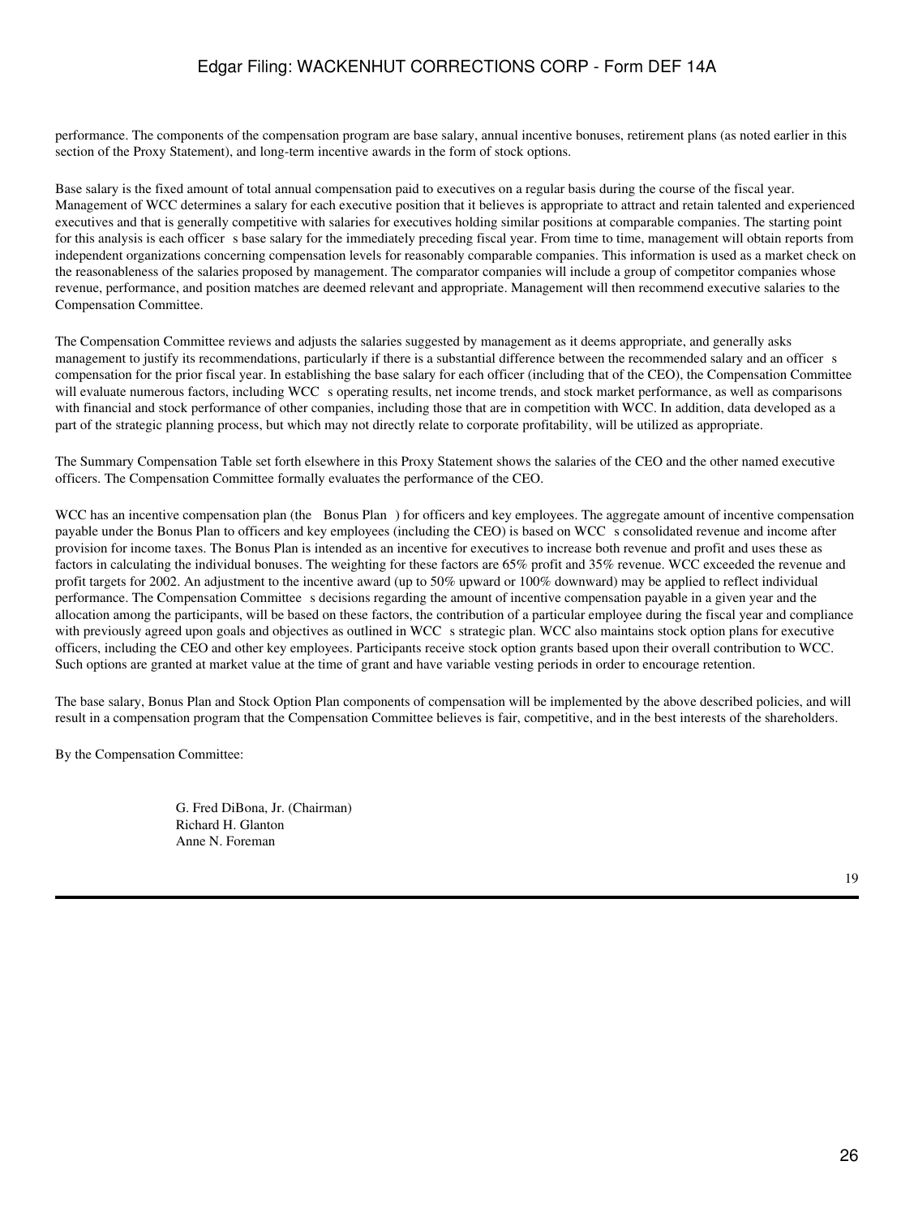performance. The components of the compensation program are base salary, annual incentive bonuses, retirement plans (as noted earlier in this section of the Proxy Statement), and long-term incentive awards in the form of stock options.

Base salary is the fixed amount of total annual compensation paid to executives on a regular basis during the course of the fiscal year. Management of WCC determines a salary for each executive position that it believes is appropriate to attract and retain talented and experienced executives and that is generally competitive with salaries for executives holding similar positions at comparable companies. The starting point for this analysis is each officer s base salary for the immediately preceding fiscal year. From time to time, management will obtain reports from independent organizations concerning compensation levels for reasonably comparable companies. This information is used as a market check on the reasonableness of the salaries proposed by management. The comparator companies will include a group of competitor companies whose revenue, performance, and position matches are deemed relevant and appropriate. Management will then recommend executive salaries to the Compensation Committee.

The Compensation Committee reviews and adjusts the salaries suggested by management as it deems appropriate, and generally asks management to justify its recommendations, particularly if there is a substantial difference between the recommended salary and an officer s compensation for the prior fiscal year. In establishing the base salary for each officer (including that of the CEO), the Compensation Committee will evaluate numerous factors, including WCC s operating results, net income trends, and stock market performance, as well as comparisons with financial and stock performance of other companies, including those that are in competition with WCC. In addition, data developed as a part of the strategic planning process, but which may not directly relate to corporate profitability, will be utilized as appropriate.

The Summary Compensation Table set forth elsewhere in this Proxy Statement shows the salaries of the CEO and the other named executive officers. The Compensation Committee formally evaluates the performance of the CEO.

WCC has an incentive compensation plan (the Bonus Plan ) for officers and key employees. The aggregate amount of incentive compensation payable under the Bonus Plan to officers and key employees (including the CEO) is based on WCC s consolidated revenue and income after provision for income taxes. The Bonus Plan is intended as an incentive for executives to increase both revenue and profit and uses these as factors in calculating the individual bonuses. The weighting for these factors are 65% profit and 35% revenue. WCC exceeded the revenue and profit targets for 2002. An adjustment to the incentive award (up to 50% upward or 100% downward) may be applied to reflect individual performance. The Compensation Committee s decisions regarding the amount of incentive compensation payable in a given year and the allocation among the participants, will be based on these factors, the contribution of a particular employee during the fiscal year and compliance with previously agreed upon goals and objectives as outlined in WCC s strategic plan. WCC also maintains stock option plans for executive officers, including the CEO and other key employees. Participants receive stock option grants based upon their overall contribution to WCC. Such options are granted at market value at the time of grant and have variable vesting periods in order to encourage retention.

The base salary, Bonus Plan and Stock Option Plan components of compensation will be implemented by the above described policies, and will result in a compensation program that the Compensation Committee believes is fair, competitive, and in the best interests of the shareholders.

By the Compensation Committee:

G. Fred DiBona, Jr. (Chairman)
Richard H. Glanton
Anne N. Foreman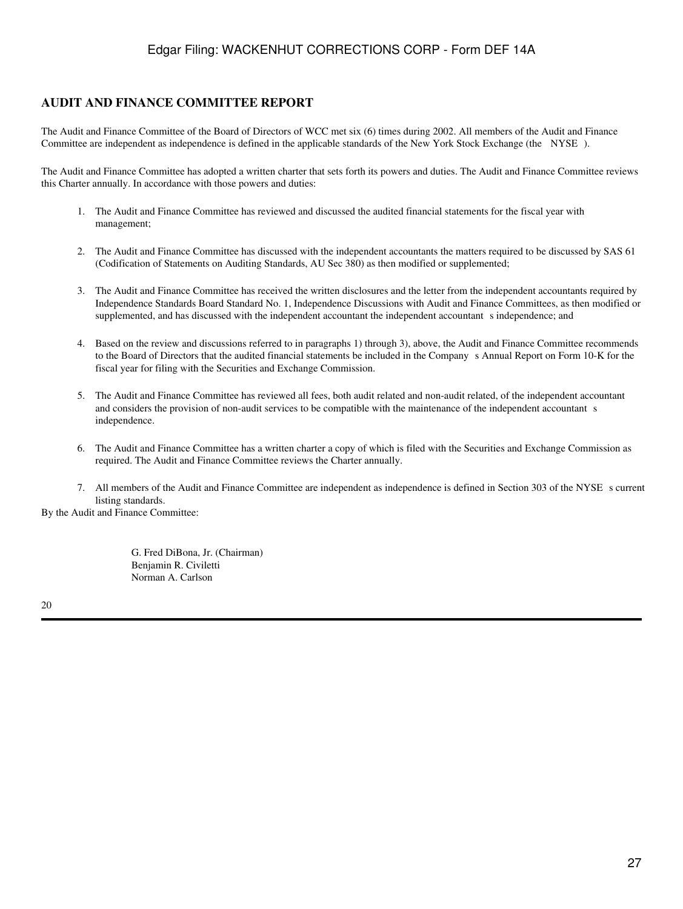## AUDIT AND FINANCE COMMITTEE REPORT

The Audit and Finance Committee of the Board of Directors of WCC met six (6) times during 2002. All members of the Audit and Finance Committee are independent as independence is defined in the applicable standards of the New York Stock Exchange (the NYSE ).

The Audit and Finance Committee has adopted a written charter that sets forth its powers and duties. The Audit and Finance Committee reviews this Charter annually. In accordance with those powers and duties:

1. The Audit and Finance Committee has reviewed and discussed the audited financial statements for the fiscal year with management;

2. The Audit and Finance Committee has discussed with the independent accountants the matters required to be discussed by SAS 61 (Codification of Statements on Auditing Standards, AU Sec 380) as then modified or supplemented;

3. The Audit and Finance Committee has received the written disclosures and the letter from the independent accountants required by Independence Standards Board Standard No. 1, Independence Discussions with Audit and Finance Committees, as then modified or supplemented, and has discussed with the independent accountant the independent accountant s independence; and

4. Based on the review and discussions referred to in paragraphs 1) through 3), above, the Audit and Finance Committee recommends to the Board of Directors that the audited financial statements be included in the Company s Annual Report on Form 10-K for the fiscal year for filing with the Securities and Exchange Commission.

5. The Audit and Finance Committee has reviewed all fees, both audit related and non-audit related, of the independent accountant and considers the provision of non-audit services to be compatible with the maintenance of the independent accountant s independence.

6. The Audit and Finance Committee has a written charter a copy of which is filed with the Securities and Exchange Commission as required. The Audit and Finance Committee reviews the Charter annually.

7. All members of the Audit and Finance Committee are independent as independence is defined in Section 303 of the NYSE s current listing standards.

By the Audit and Finance Committee:

G. Fred DiBona, Jr. (Chairman)
Benjamin R. Civiletti
Norman A. Carlson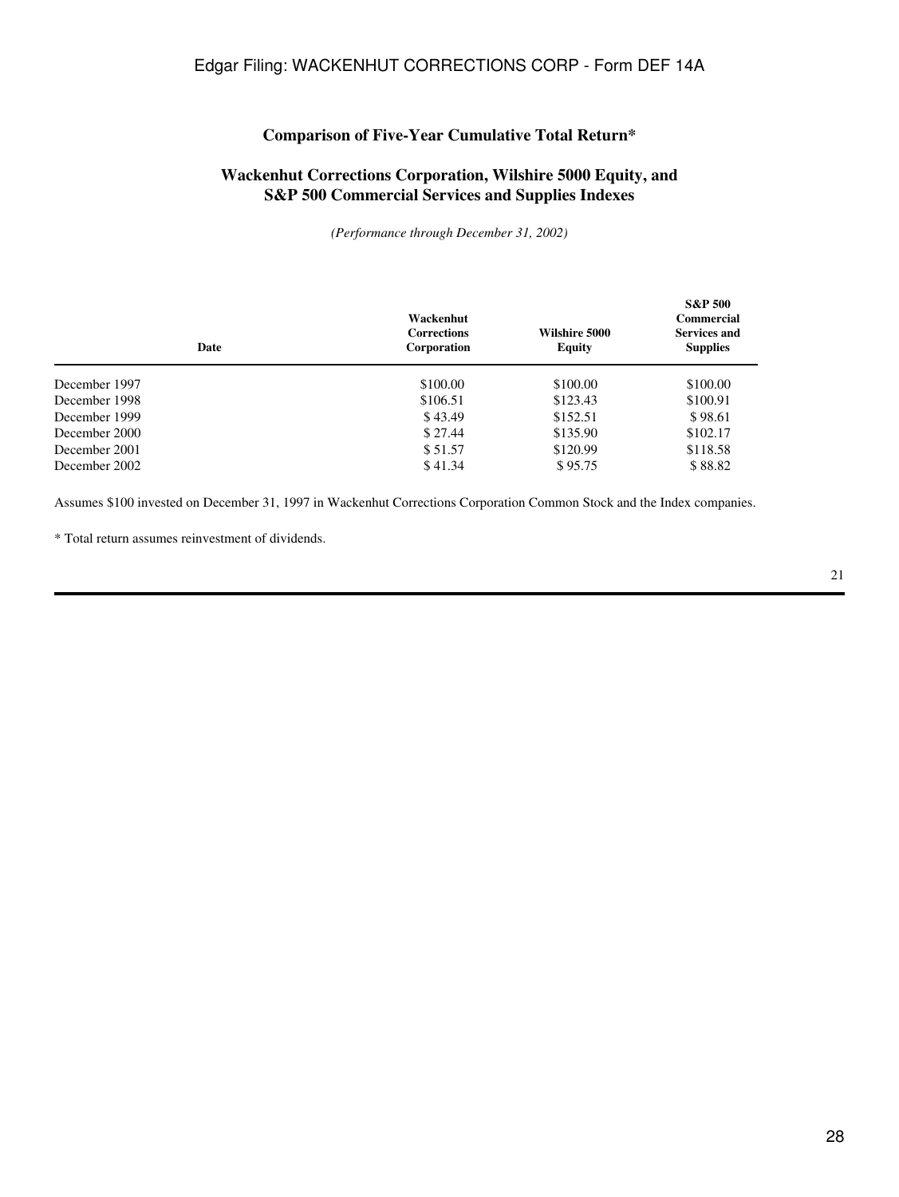## Comparison of Five-Year Cumulative Total Return*

## Wackenhut Corrections Corporation, Wilshire 5000 Equity, and S&P 500 Commercial Services and Supplies Indexes

*(Performance through December 31, 2002)*

| Date | Wackenhut Corrections Corporation | Wilshire 5000 Equity | S&P 500 Commercial Services and Supplies |
|---|---|---|---|
| December 1997 | $100.00 | $100.00 | $100.00 |
| December 1998 | $106.51 | $123.43 | $100.91 |
| December 1999 | $ 43.49 | $152.51 | $ 98.61 |
| December 2000 | $ 27.44 | $135.90 | $102.17 |
| December 2001 | $ 51.57 | $120.99 | $118.58 |
| December 2002 | $ 41.34 | $ 95.75 | $ 88.82 |

Assumes $100 invested on December 31, 1997 in Wackenhut Corrections Corporation Common Stock and the Index companies.

* Total return assumes reinvestment of dividends.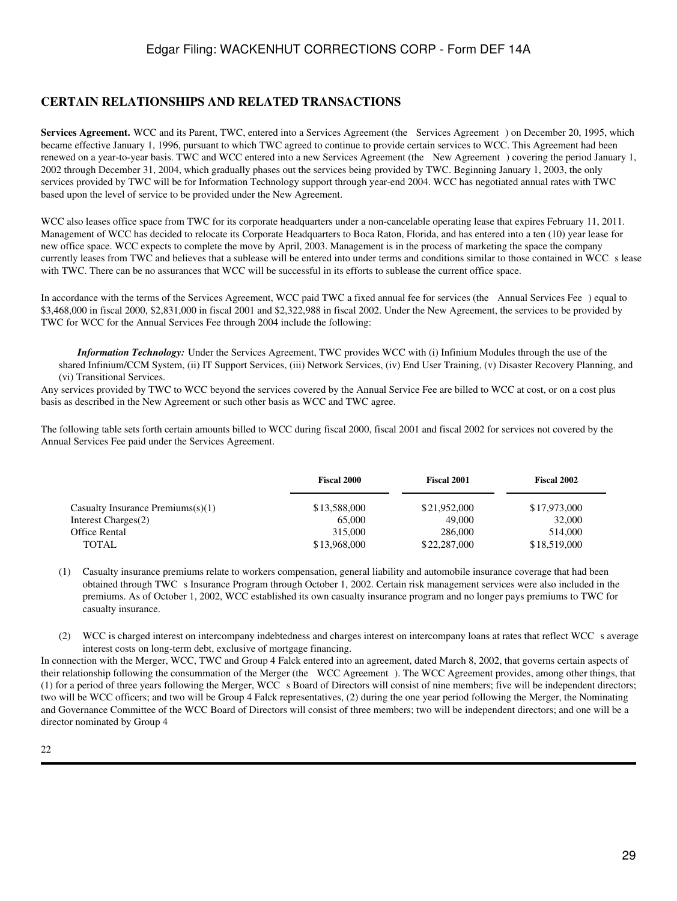## CERTAIN RELATIONSHIPS AND RELATED TRANSACTIONS

**Services Agreement.** WCC and its Parent, TWC, entered into a Services Agreement (the Services Agreement ) on December 20, 1995, which became effective January 1, 1996, pursuant to which TWC agreed to continue to provide certain services to WCC. This Agreement had been renewed on a year-to-year basis. TWC and WCC entered into a new Services Agreement (the New Agreement ) covering the period January 1, 2002 through December 31, 2004, which gradually phases out the services being provided by TWC. Beginning January 1, 2003, the only services provided by TWC will be for Information Technology support through year-end 2004. WCC has negotiated annual rates with TWC based upon the level of service to be provided under the New Agreement.

WCC also leases office space from TWC for its corporate headquarters under a non-cancelable operating lease that expires February 11, 2011. Management of WCC has decided to relocate its Corporate Headquarters to Boca Raton, Florida, and has entered into a ten (10) year lease for new office space. WCC expects to complete the move by April, 2003. Management is in the process of marketing the space the company currently leases from TWC and believes that a sublease will be entered into under terms and conditions similar to those contained in WCC s lease with TWC. There can be no assurances that WCC will be successful in its efforts to sublease the current office space.

In accordance with the terms of the Services Agreement, WCC paid TWC a fixed annual fee for services (the Annual Services Fee ) equal to $3,468,000 in fiscal 2000, $2,831,000 in fiscal 2001 and $2,322,988 in fiscal 2002. Under the New Agreement, the services to be provided by TWC for WCC for the Annual Services Fee through 2004 include the following:

*Information Technology:* Under the Services Agreement, TWC provides WCC with (i) Infinium Modules through the use of the shared Infinium/CCM System, (ii) IT Support Services, (iii) Network Services, (iv) End User Training, (v) Disaster Recovery Planning, and (vi) Transitional Services.

Any services provided by TWC to WCC beyond the services covered by the Annual Service Fee are billed to WCC at cost, or on a cost plus basis as described in the New Agreement or such other basis as WCC and TWC agree.

The following table sets forth certain amounts billed to WCC during fiscal 2000, fiscal 2001 and fiscal 2002 for services not covered by the Annual Services Fee paid under the Services Agreement.

| | Fiscal 2000 | Fiscal 2001 | Fiscal 2002 |
|---|---|---|---|
| Casualty Insurance Premiums(s)(1) | $13,588,000 | $21,952,000 | $17,973,000 |
| Interest Charges(2) | 65,000 | 49,000 | 32,000 |
| Office Rental | 315,000 | 286,000 | 514,000 |
| TOTAL | $13,968,000 | $22,287,000 | $18,519,000 |

(1) Casualty insurance premiums relate to workers compensation, general liability and automobile insurance coverage that had been obtained through TWC s Insurance Program through October 1, 2002. Certain risk management services were also included in the premiums. As of October 1, 2002, WCC established its own casualty insurance program and no longer pays premiums to TWC for casualty insurance.

(2) WCC is charged interest on intercompany indebtedness and charges interest on intercompany loans at rates that reflect WCC s average interest costs on long-term debt, exclusive of mortgage financing.

In connection with the Merger, WCC, TWC and Group 4 Falck entered into an agreement, dated March 8, 2002, that governs certain aspects of their relationship following the consummation of the Merger (the WCC Agreement ). The WCC Agreement provides, among other things, that (1) for a period of three years following the Merger, WCC s Board of Directors will consist of nine members; five will be independent directors; two will be WCC officers; and two will be Group 4 Falck representatives, (2) during the one year period following the Merger, the Nominating and Governance Committee of the WCC Board of Directors will consist of three members; two will be independent directors; and one will be a director nominated by Group 4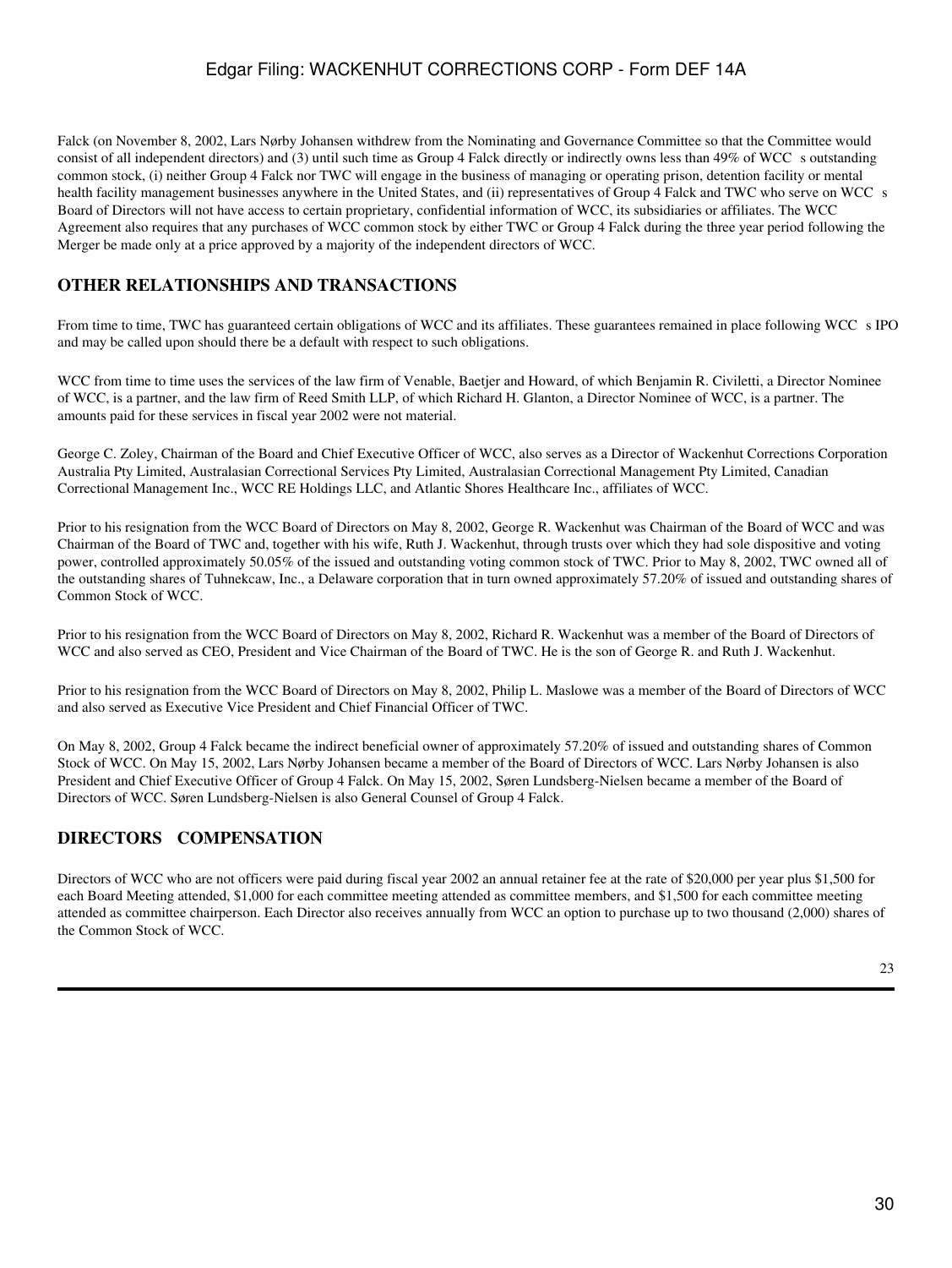Falck (on November 8, 2002, Lars Nørby Johansen withdrew from the Nominating and Governance Committee so that the Committee would consist of all independent directors) and (3) until such time as Group 4 Falck directly or indirectly owns less than 49% of WCC s outstanding common stock, (i) neither Group 4 Falck nor TWC will engage in the business of managing or operating prison, detention facility or mental health facility management businesses anywhere in the United States, and (ii) representatives of Group 4 Falck and TWC who serve on WCC s Board of Directors will not have access to certain proprietary, confidential information of WCC, its subsidiaries or affiliates. The WCC Agreement also requires that any purchases of WCC common stock by either TWC or Group 4 Falck during the three year period following the Merger be made only at a price approved by a majority of the independent directors of WCC.

## OTHER RELATIONSHIPS AND TRANSACTIONS

From time to time, TWC has guaranteed certain obligations of WCC and its affiliates. These guarantees remained in place following WCC s IPO and may be called upon should there be a default with respect to such obligations.

WCC from time to time uses the services of the law firm of Venable, Baetjer and Howard, of which Benjamin R. Civiletti, a Director Nominee of WCC, is a partner, and the law firm of Reed Smith LLP, of which Richard H. Glanton, a Director Nominee of WCC, is a partner. The amounts paid for these services in fiscal year 2002 were not material.

George C. Zoley, Chairman of the Board and Chief Executive Officer of WCC, also serves as a Director of Wackenhut Corrections Corporation Australia Pty Limited, Australasian Correctional Services Pty Limited, Australasian Correctional Management Pty Limited, Canadian Correctional Management Inc., WCC RE Holdings LLC, and Atlantic Shores Healthcare Inc., affiliates of WCC.

Prior to his resignation from the WCC Board of Directors on May 8, 2002, George R. Wackenhut was Chairman of the Board of WCC and was Chairman of the Board of TWC and, together with his wife, Ruth J. Wackenhut, through trusts over which they had sole dispositive and voting power, controlled approximately 50.05% of the issued and outstanding voting common stock of TWC. Prior to May 8, 2002, TWC owned all of the outstanding shares of Tuhnekcaw, Inc., a Delaware corporation that in turn owned approximately 57.20% of issued and outstanding shares of Common Stock of WCC.

Prior to his resignation from the WCC Board of Directors on May 8, 2002, Richard R. Wackenhut was a member of the Board of Directors of WCC and also served as CEO, President and Vice Chairman of the Board of TWC. He is the son of George R. and Ruth J. Wackenhut.

Prior to his resignation from the WCC Board of Directors on May 8, 2002, Philip L. Maslowe was a member of the Board of Directors of WCC and also served as Executive Vice President and Chief Financial Officer of TWC.

On May 8, 2002, Group 4 Falck became the indirect beneficial owner of approximately 57.20% of issued and outstanding shares of Common Stock of WCC. On May 15, 2002, Lars Nørby Johansen became a member of the Board of Directors of WCC. Lars Nørby Johansen is also President and Chief Executive Officer of Group 4 Falck. On May 15, 2002, Søren Lundsberg-Nielsen became a member of the Board of Directors of WCC. Søren Lundsberg-Nielsen is also General Counsel of Group 4 Falck.

## DIRECTORS COMPENSATION

Directors of WCC who are not officers were paid during fiscal year 2002 an annual retainer fee at the rate of $20,000 per year plus $1,500 for each Board Meeting attended, $1,000 for each committee meeting attended as committee members, and $1,500 for each committee meeting attended as committee chairperson. Each Director also receives annually from WCC an option to purchase up to two thousand (2,000) shares of the Common Stock of WCC.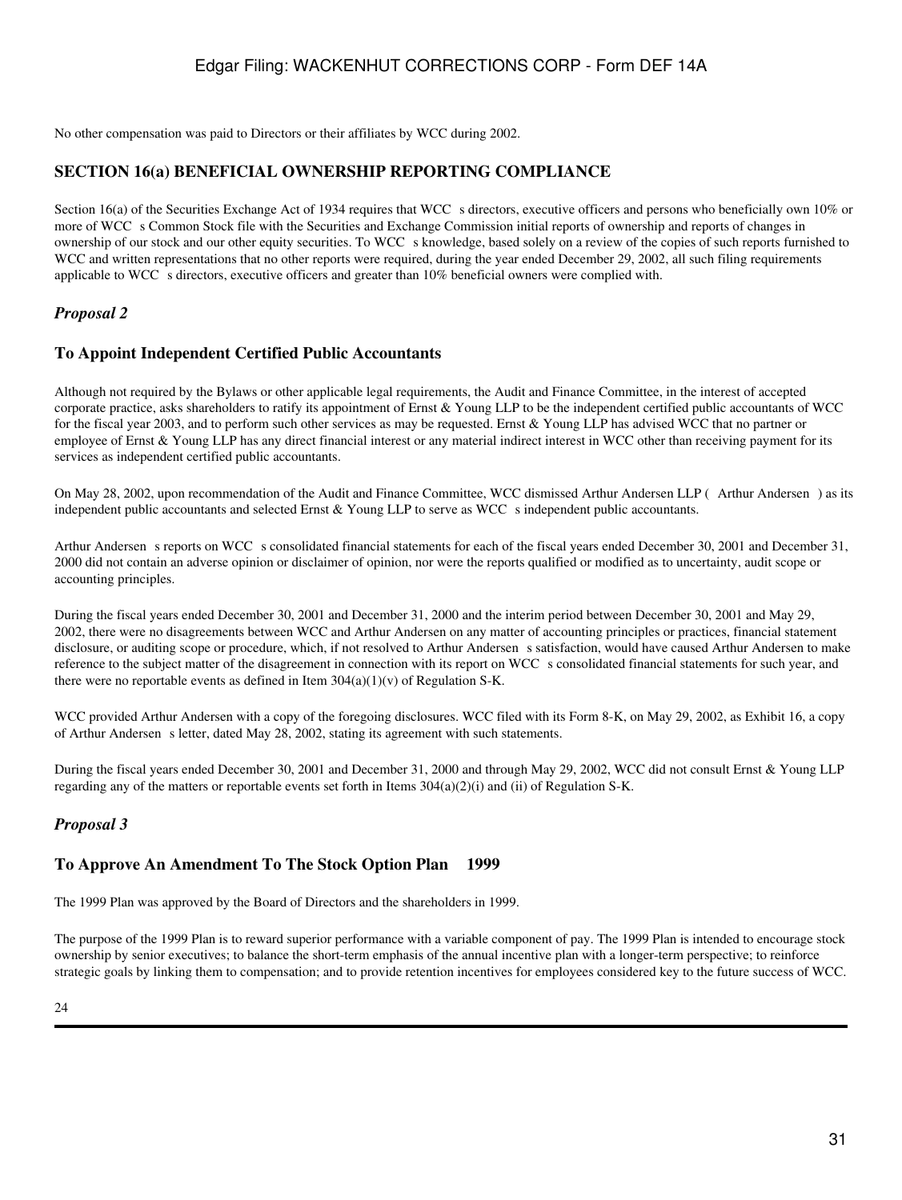No other compensation was paid to Directors or their affiliates by WCC during 2002.

## SECTION 16(a) BENEFICIAL OWNERSHIP REPORTING COMPLIANCE

Section 16(a) of the Securities Exchange Act of 1934 requires that WCC s directors, executive officers and persons who beneficially own 10% or more of WCC s Common Stock file with the Securities and Exchange Commission initial reports of ownership and reports of changes in ownership of our stock and our other equity securities. To WCC s knowledge, based solely on a review of the copies of such reports furnished to WCC and written representations that no other reports were required, during the year ended December 29, 2002, all such filing requirements applicable to WCC s directors, executive officers and greater than 10% beneficial owners were complied with.

## *Proposal 2*

## To Appoint Independent Certified Public Accountants

Although not required by the Bylaws or other applicable legal requirements, the Audit and Finance Committee, in the interest of accepted corporate practice, asks shareholders to ratify its appointment of Ernst & Young LLP to be the independent certified public accountants of WCC for the fiscal year 2003, and to perform such other services as may be requested. Ernst & Young LLP has advised WCC that no partner or employee of Ernst & Young LLP has any direct financial interest or any material indirect interest in WCC other than receiving payment for its services as independent certified public accountants.

On May 28, 2002, upon recommendation of the Audit and Finance Committee, WCC dismissed Arthur Andersen LLP ( Arthur Andersen ) as its independent public accountants and selected Ernst & Young LLP to serve as WCC s independent public accountants.

Arthur Andersen s reports on WCC s consolidated financial statements for each of the fiscal years ended December 30, 2001 and December 31, 2000 did not contain an adverse opinion or disclaimer of opinion, nor were the reports qualified or modified as to uncertainty, audit scope or accounting principles.

During the fiscal years ended December 30, 2001 and December 31, 2000 and the interim period between December 30, 2001 and May 29, 2002, there were no disagreements between WCC and Arthur Andersen on any matter of accounting principles or practices, financial statement disclosure, or auditing scope or procedure, which, if not resolved to Arthur Andersen s satisfaction, would have caused Arthur Andersen to make reference to the subject matter of the disagreement in connection with its report on WCC s consolidated financial statements for such year, and there were no reportable events as defined in Item 304(a)(1)(v) of Regulation S-K.

WCC provided Arthur Andersen with a copy of the foregoing disclosures. WCC filed with its Form 8-K, on May 29, 2002, as Exhibit 16, a copy of Arthur Andersen s letter, dated May 28, 2002, stating its agreement with such statements.

During the fiscal years ended December 30, 2001 and December 31, 2000 and through May 29, 2002, WCC did not consult Ernst & Young LLP regarding any of the matters or reportable events set forth in Items 304(a)(2)(i) and (ii) of Regulation S-K.

## *Proposal 3*

## To Approve An Amendment To The Stock Option Plan 1999

The 1999 Plan was approved by the Board of Directors and the shareholders in 1999.

The purpose of the 1999 Plan is to reward superior performance with a variable component of pay. The 1999 Plan is intended to encourage stock ownership by senior executives; to balance the short-term emphasis of the annual incentive plan with a longer-term perspective; to reinforce strategic goals by linking them to compensation; and to provide retention incentives for employees considered key to the future success of WCC.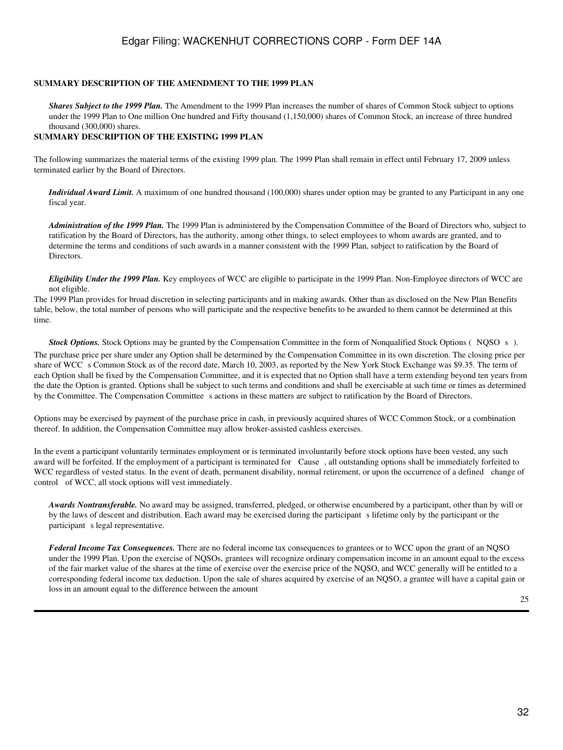**SUMMARY DESCRIPTION OF THE AMENDMENT TO THE 1999 PLAN**

***Shares Subject to the 1999 Plan.*** The Amendment to the 1999 Plan increases the number of shares of Common Stock subject to options under the 1999 Plan to One million One hundred and Fifty thousand (1,150,000) shares of Common Stock, an increase of three hundred thousand (300,000) shares.

**SUMMARY DESCRIPTION OF THE EXISTING 1999 PLAN**

The following summarizes the material terms of the existing 1999 plan. The 1999 Plan shall remain in effect until February 17, 2009 unless terminated earlier by the Board of Directors.

***Individual Award Limit.*** A maximum of one hundred thousand (100,000) shares under option may be granted to any Participant in any one fiscal year.

***Administration of the 1999 Plan.*** The 1999 Plan is administered by the Compensation Committee of the Board of Directors who, subject to ratification by the Board of Directors, has the authority, among other things, to select employees to whom awards are granted, and to determine the terms and conditions of such awards in a manner consistent with the 1999 Plan, subject to ratification by the Board of Directors.

***Eligibility Under the 1999 Plan.*** Key employees of WCC are eligible to participate in the 1999 Plan. Non-Employee directors of WCC are not eligible.

The 1999 Plan provides for broad discretion in selecting participants and in making awards. Other than as disclosed on the New Plan Benefits table, below, the total number of persons who will participate and the respective benefits to be awarded to them cannot be determined at this time.

***Stock Options.*** Stock Options may be granted by the Compensation Committee in the form of Nonqualified Stock Options ( NQSO s ).

The purchase price per share under any Option shall be determined by the Compensation Committee in its own discretion. The closing price per share of WCC s Common Stock as of the record date, March 10, 2003, as reported by the New York Stock Exchange was $9.35. The term of each Option shall be fixed by the Compensation Committee, and it is expected that no Option shall have a term extending beyond ten years from the date the Option is granted. Options shall be subject to such terms and conditions and shall be exercisable at such time or times as determined by the Committee. The Compensation Committee s actions in these matters are subject to ratification by the Board of Directors.

Options may be exercised by payment of the purchase price in cash, in previously acquired shares of WCC Common Stock, or a combination thereof. In addition, the Compensation Committee may allow broker-assisted cashless exercises.

In the event a participant voluntarily terminates employment or is terminated involuntarily before stock options have been vested, any such award will be forfeited. If the employment of a participant is terminated for Cause , all outstanding options shall be immediately forfeited to WCC regardless of vested status. In the event of death, permanent disability, normal retirement, or upon the occurrence of a defined change of control of WCC, all stock options will vest immediately.

***Awards Nontransferable.*** No award may be assigned, transferred, pledged, or otherwise encumbered by a participant, other than by will or by the laws of descent and distribution. Each award may be exercised during the participant s lifetime only by the participant or the participant s legal representative.

***Federal Income Tax Consequences.*** There are no federal income tax consequences to grantees or to WCC upon the grant of an NQSO under the 1999 Plan. Upon the exercise of NQSOs, grantees will recognize ordinary compensation income in an amount equal to the excess of the fair market value of the shares at the time of exercise over the exercise price of the NQSO, and WCC generally will be entitled to a corresponding federal income tax deduction. Upon the sale of shares acquired by exercise of an NQSO, a grantee will have a capital gain or loss in an amount equal to the difference between the amount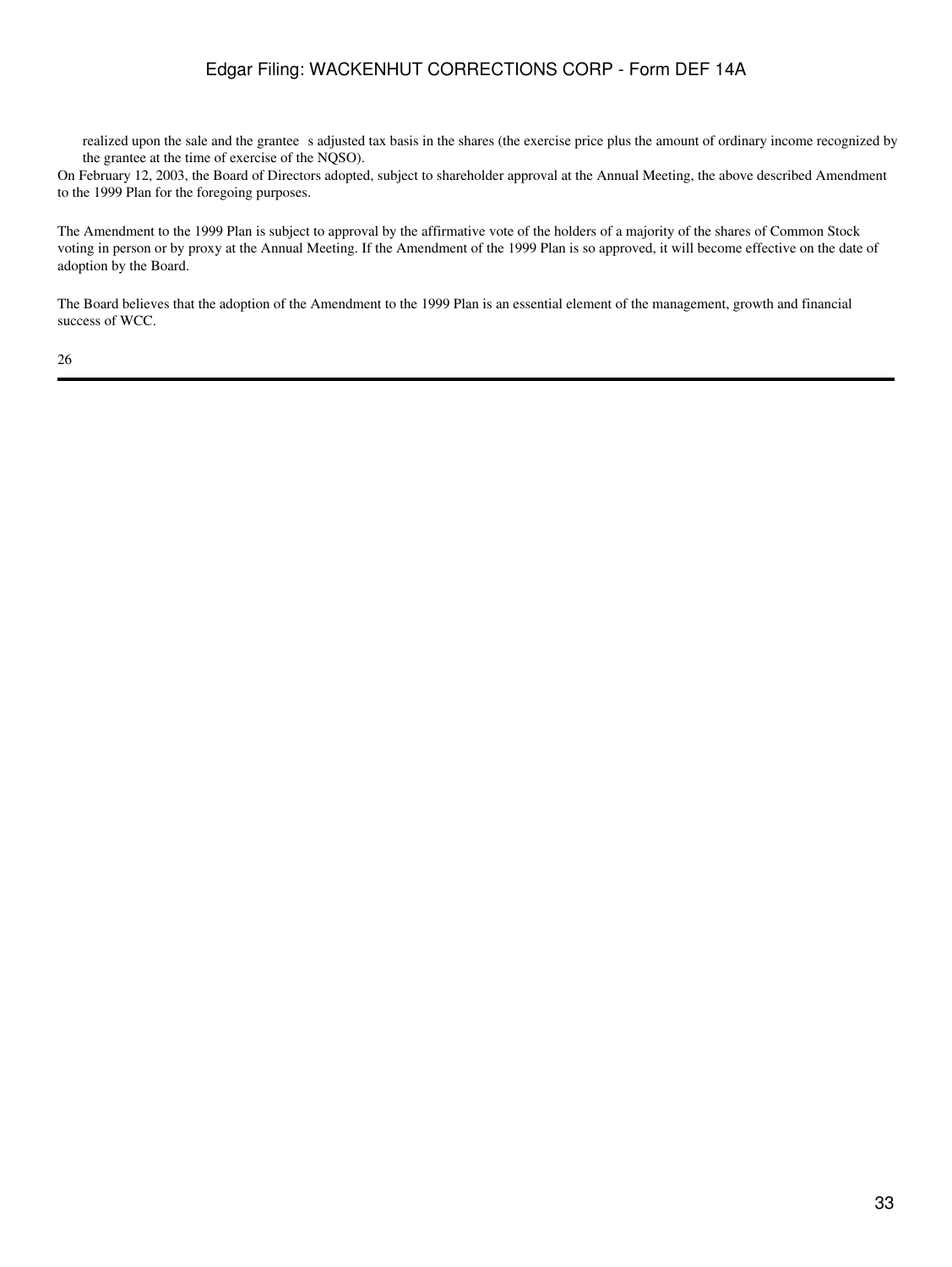realized upon the sale and the grantee s adjusted tax basis in the shares (the exercise price plus the amount of ordinary income recognized by the grantee at the time of exercise of the NQSO).

On February 12, 2003, the Board of Directors adopted, subject to shareholder approval at the Annual Meeting, the above described Amendment to the 1999 Plan for the foregoing purposes.

The Amendment to the 1999 Plan is subject to approval by the affirmative vote of the holders of a majority of the shares of Common Stock voting in person or by proxy at the Annual Meeting. If the Amendment of the 1999 Plan is so approved, it will become effective on the date of adoption by the Board.

The Board believes that the adoption of the Amendment to the 1999 Plan is an essential element of the management, growth and financial success of WCC.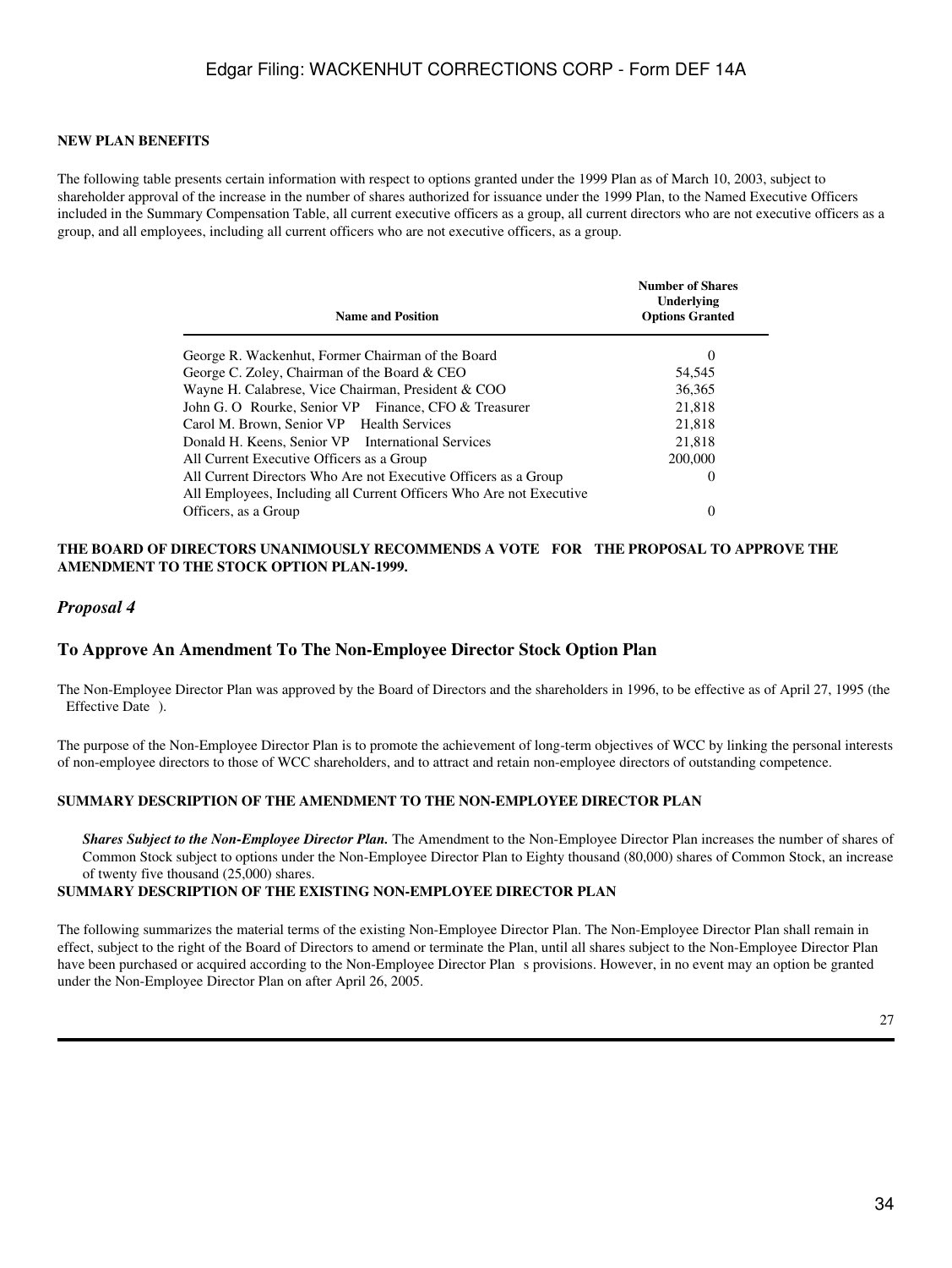**NEW PLAN BENEFITS**

The following table presents certain information with respect to options granted under the 1999 Plan as of March 10, 2003, subject to shareholder approval of the increase in the number of shares authorized for issuance under the 1999 Plan, to the Named Executive Officers included in the Summary Compensation Table, all current executive officers as a group, all current directors who are not executive officers as a group, and all employees, including all current officers who are not executive officers, as a group.

| Name and Position | Number of Shares Underlying Options Granted |
|---|---|
| George R. Wackenhut, Former Chairman of the Board | 0 |
| George C. Zoley, Chairman of the Board & CEO | 54,545 |
| Wayne H. Calabrese, Vice Chairman, President & COO | 36,365 |
| John G. O Rourke, Senior VP Finance, CFO & Treasurer | 21,818 |
| Carol M. Brown, Senior VP Health Services | 21,818 |
| Donald H. Keens, Senior VP International Services | 21,818 |
| All Current Executive Officers as a Group | 200,000 |
| All Current Directors Who Are not Executive Officers as a Group | 0 |
| All Employees, Including all Current Officers Who Are not Executive Officers, as a Group | 0 |

**THE BOARD OF DIRECTORS UNANIMOUSLY RECOMMENDS A VOTE FOR THE PROPOSAL TO APPROVE THE AMENDMENT TO THE STOCK OPTION PLAN-1999.**

## *Proposal 4*

## To Approve An Amendment To The Non-Employee Director Stock Option Plan

The Non-Employee Director Plan was approved by the Board of Directors and the shareholders in 1996, to be effective as of April 27, 1995 (the Effective Date ).

The purpose of the Non-Employee Director Plan is to promote the achievement of long-term objectives of WCC by linking the personal interests of non-employee directors to those of WCC shareholders, and to attract and retain non-employee directors of outstanding competence.

**SUMMARY DESCRIPTION OF THE AMENDMENT TO THE NON-EMPLOYEE DIRECTOR PLAN**

***Shares Subject to the Non-Employee Director Plan.*** The Amendment to the Non-Employee Director Plan increases the number of shares of Common Stock subject to options under the Non-Employee Director Plan to Eighty thousand (80,000) shares of Common Stock, an increase of twenty five thousand (25,000) shares.

**SUMMARY DESCRIPTION OF THE EXISTING NON-EMPLOYEE DIRECTOR PLAN**

The following summarizes the material terms of the existing Non-Employee Director Plan. The Non-Employee Director Plan shall remain in effect, subject to the right of the Board of Directors to amend or terminate the Plan, until all shares subject to the Non-Employee Director Plan have been purchased or acquired according to the Non-Employee Director Plan s provisions. However, in no event may an option be granted under the Non-Employee Director Plan on after April 26, 2005.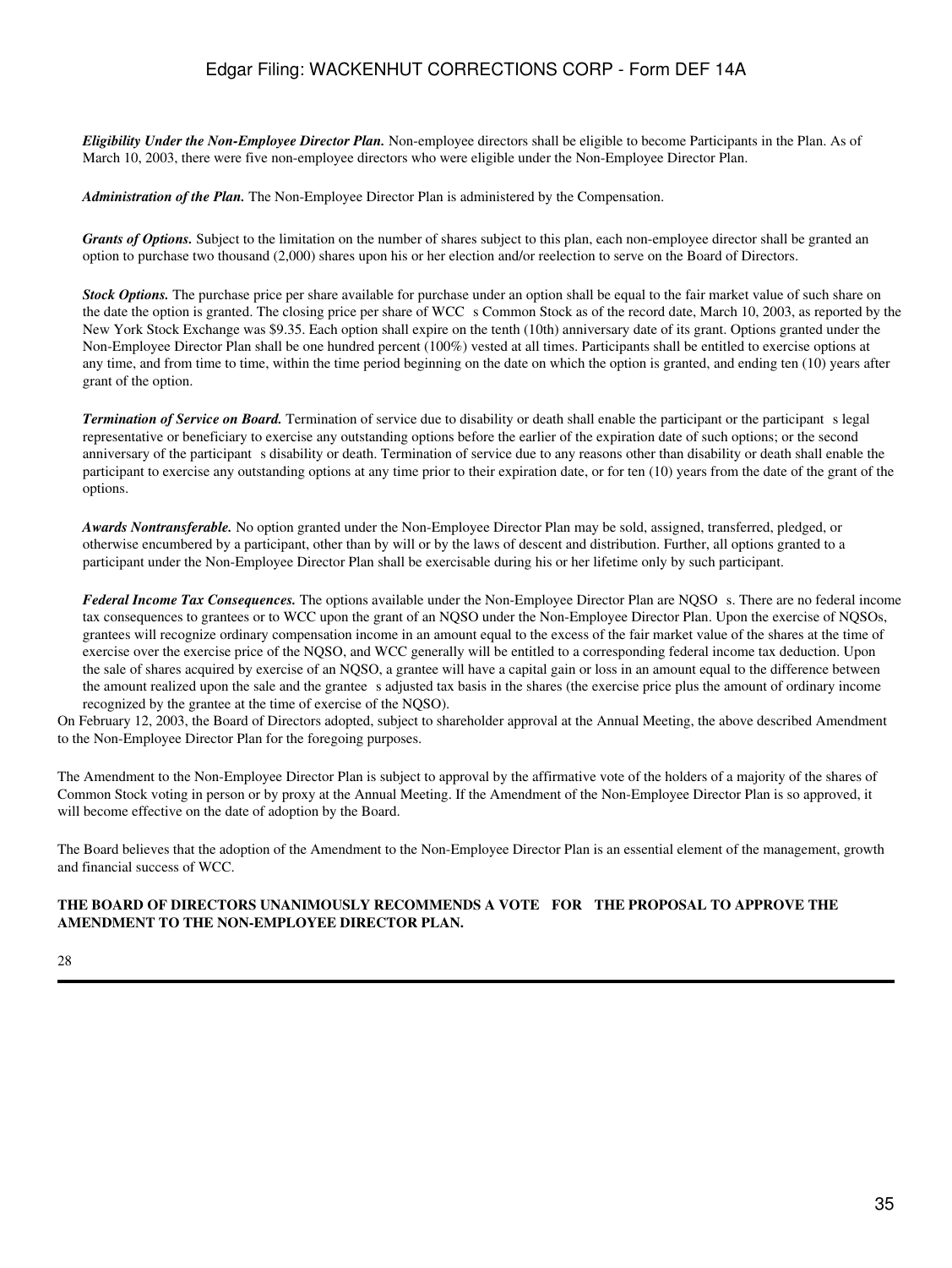***Eligibility Under the Non-Employee Director Plan.*** Non-employee directors shall be eligible to become Participants in the Plan. As of March 10, 2003, there were five non-employee directors who were eligible under the Non-Employee Director Plan.

***Administration of the Plan.*** The Non-Employee Director Plan is administered by the Compensation.

***Grants of Options.*** Subject to the limitation on the number of shares subject to this plan, each non-employee director shall be granted an option to purchase two thousand (2,000) shares upon his or her election and/or reelection to serve on the Board of Directors.

***Stock Options.*** The purchase price per share available for purchase under an option shall be equal to the fair market value of such share on the date the option is granted. The closing price per share of WCC s Common Stock as of the record date, March 10, 2003, as reported by the New York Stock Exchange was $9.35. Each option shall expire on the tenth (10th) anniversary date of its grant. Options granted under the Non-Employee Director Plan shall be one hundred percent (100%) vested at all times. Participants shall be entitled to exercise options at any time, and from time to time, within the time period beginning on the date on which the option is granted, and ending ten (10) years after grant of the option.

***Termination of Service on Board.*** Termination of service due to disability or death shall enable the participant or the participant s legal representative or beneficiary to exercise any outstanding options before the earlier of the expiration date of such options; or the second anniversary of the participant s disability or death. Termination of service due to any reasons other than disability or death shall enable the participant to exercise any outstanding options at any time prior to their expiration date, or for ten (10) years from the date of the grant of the options.

***Awards Nontransferable.*** No option granted under the Non-Employee Director Plan may be sold, assigned, transferred, pledged, or otherwise encumbered by a participant, other than by will or by the laws of descent and distribution. Further, all options granted to a participant under the Non-Employee Director Plan shall be exercisable during his or her lifetime only by such participant.

***Federal Income Tax Consequences.*** The options available under the Non-Employee Director Plan are NQSO s. There are no federal income tax consequences to grantees or to WCC upon the grant of an NQSO under the Non-Employee Director Plan. Upon the exercise of NQSOs, grantees will recognize ordinary compensation income in an amount equal to the excess of the fair market value of the shares at the time of exercise over the exercise price of the NQSO, and WCC generally will be entitled to a corresponding federal income tax deduction. Upon the sale of shares acquired by exercise of an NQSO, a grantee will have a capital gain or loss in an amount equal to the difference between the amount realized upon the sale and the grantee s adjusted tax basis in the shares (the exercise price plus the amount of ordinary income recognized by the grantee at the time of exercise of the NQSO).

On February 12, 2003, the Board of Directors adopted, subject to shareholder approval at the Annual Meeting, the above described Amendment to the Non-Employee Director Plan for the foregoing purposes.

The Amendment to the Non-Employee Director Plan is subject to approval by the affirmative vote of the holders of a majority of the shares of Common Stock voting in person or by proxy at the Annual Meeting. If the Amendment of the Non-Employee Director Plan is so approved, it will become effective on the date of adoption by the Board.

The Board believes that the adoption of the Amendment to the Non-Employee Director Plan is an essential element of the management, growth and financial success of WCC.

**THE BOARD OF DIRECTORS UNANIMOUSLY RECOMMENDS A VOTE FOR THE PROPOSAL TO APPROVE THE AMENDMENT TO THE NON-EMPLOYEE DIRECTOR PLAN.**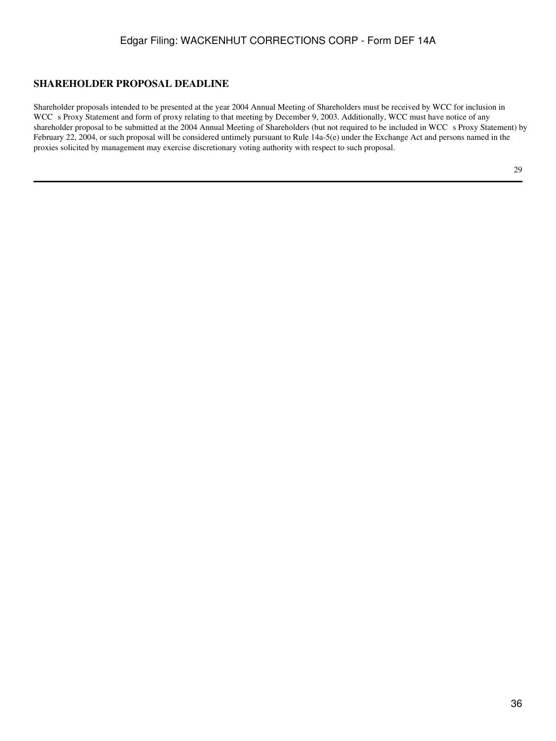## SHAREHOLDER PROPOSAL DEADLINE

Shareholder proposals intended to be presented at the year 2004 Annual Meeting of Shareholders must be received by WCC for inclusion in WCC s Proxy Statement and form of proxy relating to that meeting by December 9, 2003. Additionally, WCC must have notice of any shareholder proposal to be submitted at the 2004 Annual Meeting of Shareholders (but not required to be included in WCC s Proxy Statement) by February 22, 2004, or such proposal will be considered untimely pursuant to Rule 14a-5(e) under the Exchange Act and persons named in the proxies solicited by management may exercise discretionary voting authority with respect to such proposal.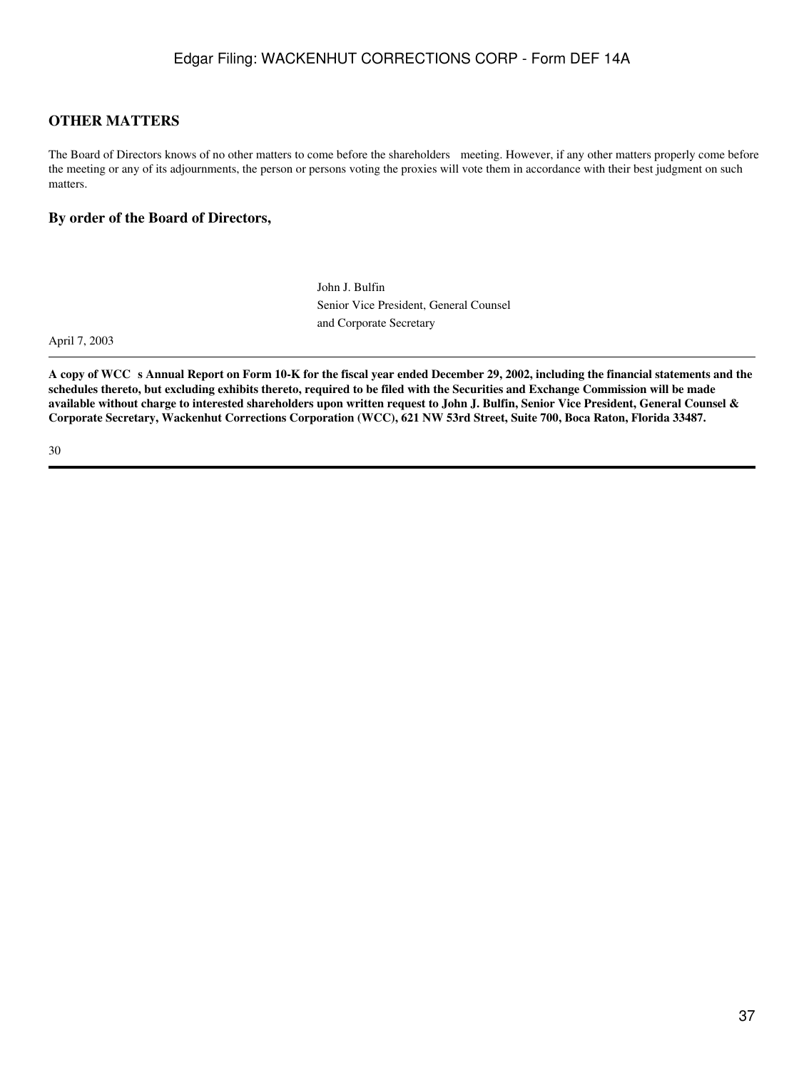## OTHER MATTERS

The Board of Directors knows of no other matters to come before the shareholders meeting. However, if any other matters properly come before the meeting or any of its adjournments, the person or persons voting the proxies will vote them in accordance with their best judgment on such matters.

**By order of the Board of Directors,**

John J. Bulfin
Senior Vice President, General Counsel
and Corporate Secretary

April 7, 2003

---

**A copy of WCC s Annual Report on Form 10-K for the fiscal year ended December 29, 2002, including the financial statements and the schedules thereto, but excluding exhibits thereto, required to be filed with the Securities and Exchange Commission will be made available without charge to interested shareholders upon written request to John J. Bulfin, Senior Vice President, General Counsel & Corporate Secretary, Wackenhut Corrections Corporation (WCC), 621 NW 53rd Street, Suite 700, Boca Raton, Florida 33487.**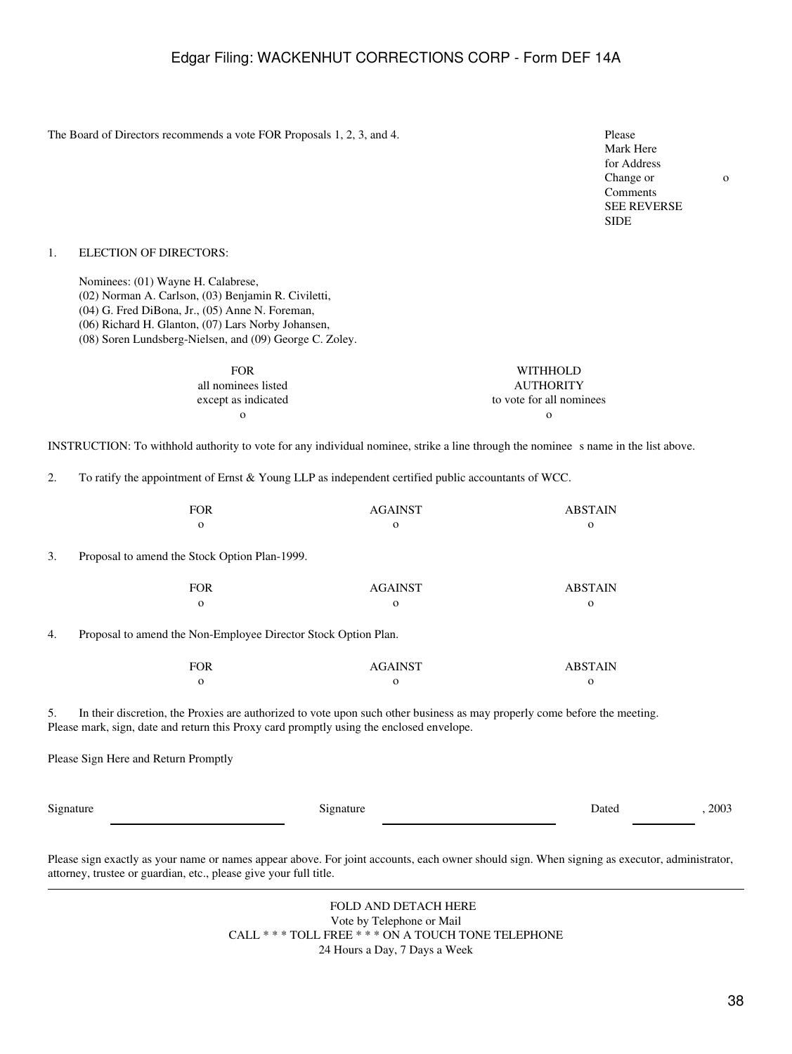The Board of Directors recommends a vote FOR Proposals 1, 2, 3, and 4.

Please Mark Here for Address Change or Comments SEE REVERSE SIDE o

1. ELECTION OF DIRECTORS:

Nominees: (01) Wayne H. Calabrese, (02) Norman A. Carlson, (03) Benjamin R. Civiletti, (04) G. Fred DiBona, Jr., (05) Anne N. Foreman, (06) Richard H. Glanton, (07) Lars Norby Johansen, (08) Soren Lundsberg-Nielsen, and (09) George C. Zoley.

| FOR all nominees listed except as indicated | WITHHOLD AUTHORITY to vote for all nominees |
|---|---|
| o | o |

INSTRUCTION: To withhold authority to vote for any individual nominee, strike a line through the nominee s name in the list above.

2. To ratify the appointment of Ernst & Young LLP as independent certified public accountants of WCC.

| FOR | AGAINST | ABSTAIN |
|---|---|---|
| o | o | o |

3. Proposal to amend the Stock Option Plan-1999.

| FOR | AGAINST | ABSTAIN |
|---|---|---|
| o | o | o |

4. Proposal to amend the Non-Employee Director Stock Option Plan.

| FOR | AGAINST | ABSTAIN |
|---|---|---|
| o | o | o |

5. In their discretion, the Proxies are authorized to vote upon such other business as may properly come before the meeting.

Please mark, sign, date and return this Proxy card promptly using the enclosed envelope.

Please Sign Here and Return Promptly

Signature \_\_\_\_\_\_\_\_\_\_\_\_\_\_\_\_\_\_\_\_ Signature \_\_\_\_\_\_\_\_\_\_\_\_\_\_\_\_\_\_\_\_ Dated \_\_\_\_\_\_\_\_, 2003

Please sign exactly as your name or names appear above. For joint accounts, each owner should sign. When signing as executor, administrator, attorney, trustee or guardian, etc., please give your full title.

---

FOLD AND DETACH HERE

Vote by Telephone or Mail

CALL * * * TOLL FREE * * * ON A TOUCH TONE TELEPHONE

24 Hours a Day, 7 Days a Week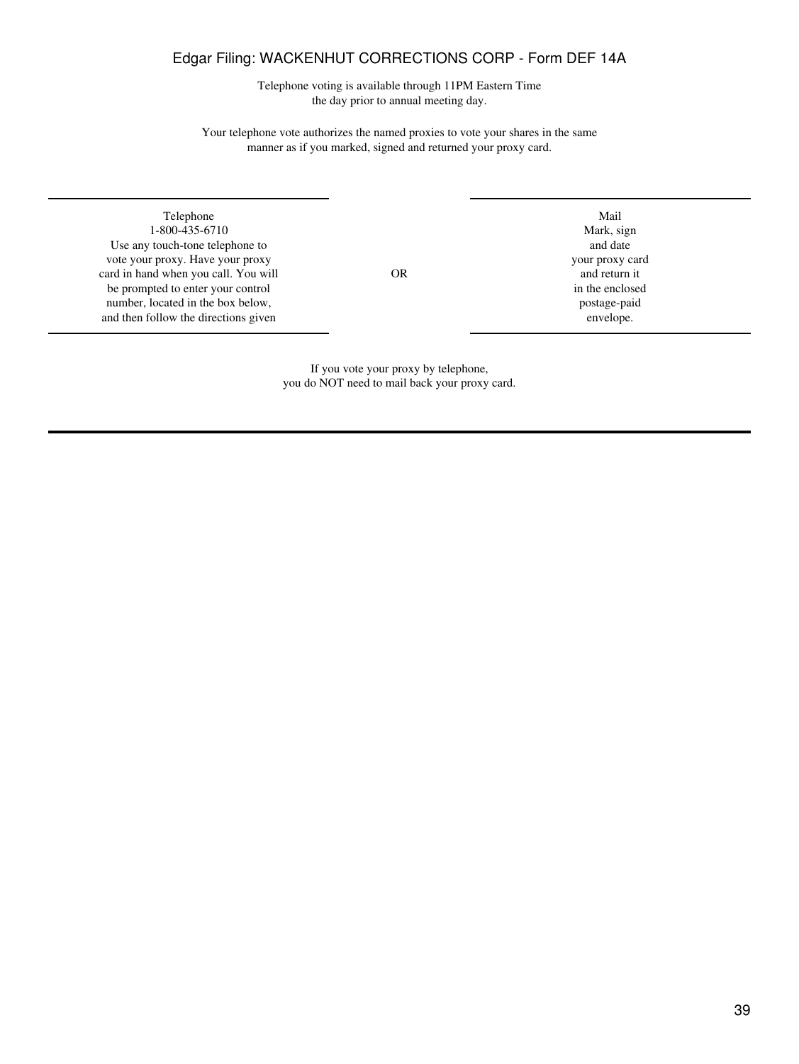Telephone voting is available through 11PM Eastern Time
the day prior to annual meeting day.

Your telephone vote authorizes the named proxies to vote your shares in the same manner as if you marked, signed and returned your proxy card.

| Telephone | | Mail |
| --- | --- | --- |
| 1-800-435-6710<br>Use any touch-tone telephone to vote your proxy. Have your proxy card in hand when you call. You will be prompted to enter your control number, located in the box below, and then follow the directions given | OR | Mark, sign and date your proxy card and return it in the enclosed postage-paid envelope. |

If you vote your proxy by telephone,
you do NOT need to mail back your proxy card.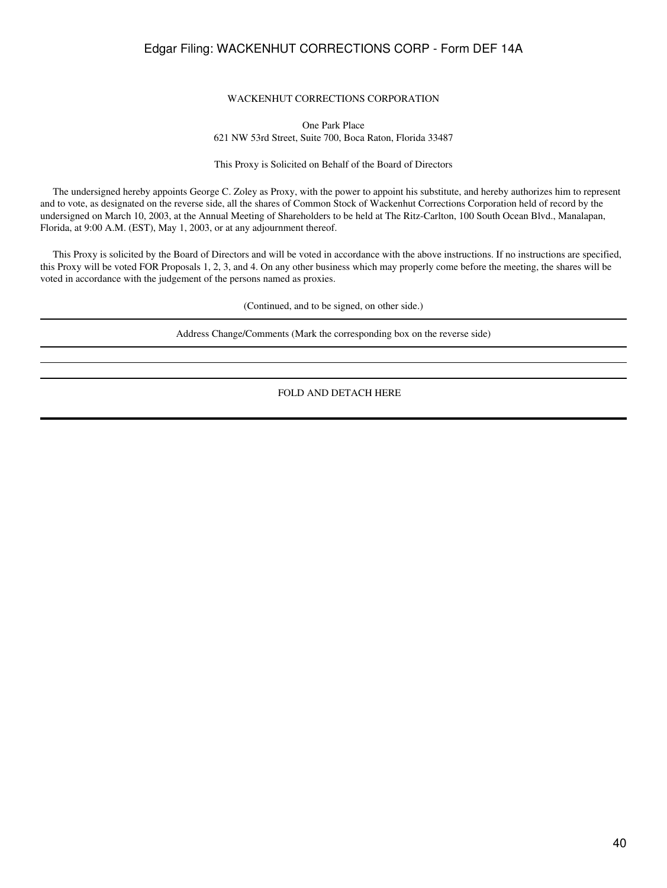WACKENHUT CORRECTIONS CORPORATION

One Park Place
621 NW 53rd Street, Suite 700, Boca Raton, Florida 33487

This Proxy is Solicited on Behalf of the Board of Directors

The undersigned hereby appoints George C. Zoley as Proxy, with the power to appoint his substitute, and hereby authorizes him to represent and to vote, as designated on the reverse side, all the shares of Common Stock of Wackenhut Corrections Corporation held of record by the undersigned on March 10, 2003, at the Annual Meeting of Shareholders to be held at The Ritz-Carlton, 100 South Ocean Blvd., Manalapan, Florida, at 9:00 A.M. (EST), May 1, 2003, or at any adjournment thereof.

This Proxy is solicited by the Board of Directors and will be voted in accordance with the above instructions. If no instructions are specified, this Proxy will be voted FOR Proposals 1, 2, 3, and 4. On any other business which may properly come before the meeting, the shares will be voted in accordance with the judgement of the persons named as proxies.

(Continued, and to be signed, on other side.)

---

Address Change/Comments (Mark the corresponding box on the reverse side)

---

---

FOLD AND DETACH HERE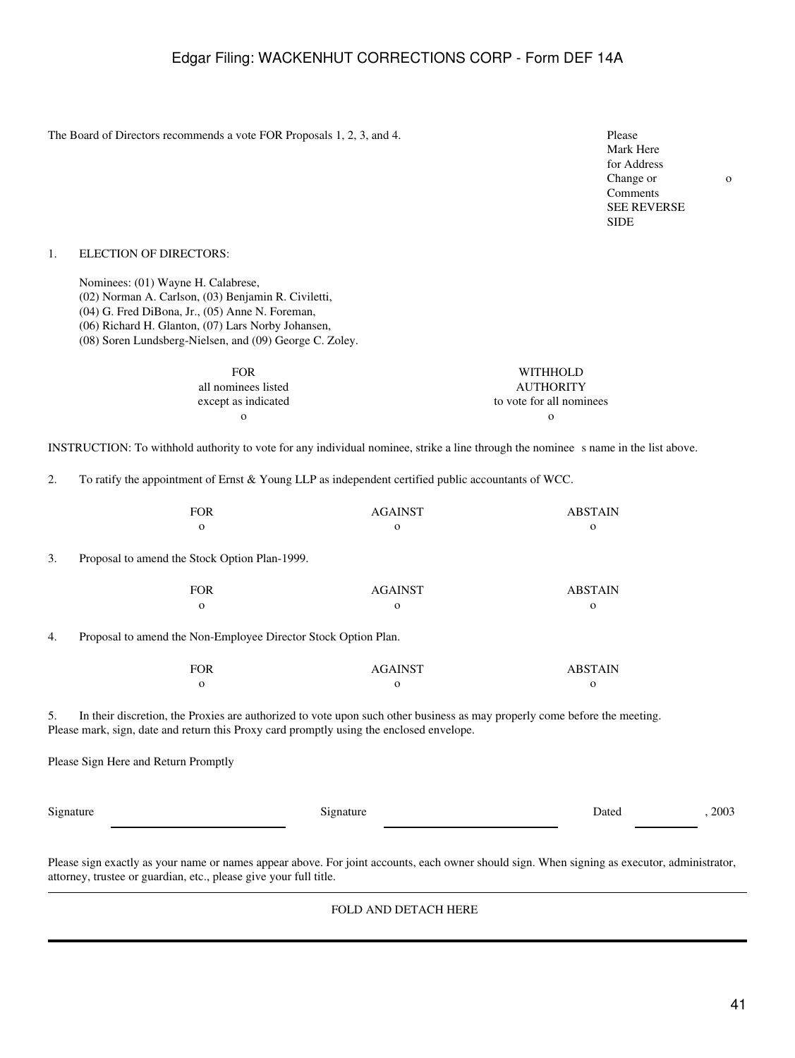The Board of Directors recommends a vote FOR Proposals 1, 2, 3, and 4.

Please Mark Here for Address Change or Comments SEE REVERSE SIDE o

1. ELECTION OF DIRECTORS:

Nominees: (01) Wayne H. Calabrese, (02) Norman A. Carlson, (03) Benjamin R. Civiletti, (04) G. Fred DiBona, Jr., (05) Anne N. Foreman, (06) Richard H. Glanton, (07) Lars Norby Johansen, (08) Soren Lundsberg-Nielsen, and (09) George C. Zoley.

| FOR all nominees listed except as indicated | WITHHOLD AUTHORITY to vote for all nominees |
|---|---|
| o | o |

INSTRUCTION: To withhold authority to vote for any individual nominee, strike a line through the nominee s name in the list above.

2. To ratify the appointment of Ernst & Young LLP as independent certified public accountants of WCC.

| FOR | AGAINST | ABSTAIN |
|---|---|---|
| o | o | o |

3. Proposal to amend the Stock Option Plan-1999.

| FOR | AGAINST | ABSTAIN |
|---|---|---|
| o | o | o |

4. Proposal to amend the Non-Employee Director Stock Option Plan.

| FOR | AGAINST | ABSTAIN |
|---|---|---|
| o | o | o |

5. In their discretion, the Proxies are authorized to vote upon such other business as may properly come before the meeting.

Please mark, sign, date and return this Proxy card promptly using the enclosed envelope.

Please Sign Here and Return Promptly

Signature ____________________ Signature ____________________ Dated __________, 2003

Please sign exactly as your name or names appear above. For joint accounts, each owner should sign. When signing as executor, administrator, attorney, trustee or guardian, etc., please give your full title.

FOLD AND DETACH HERE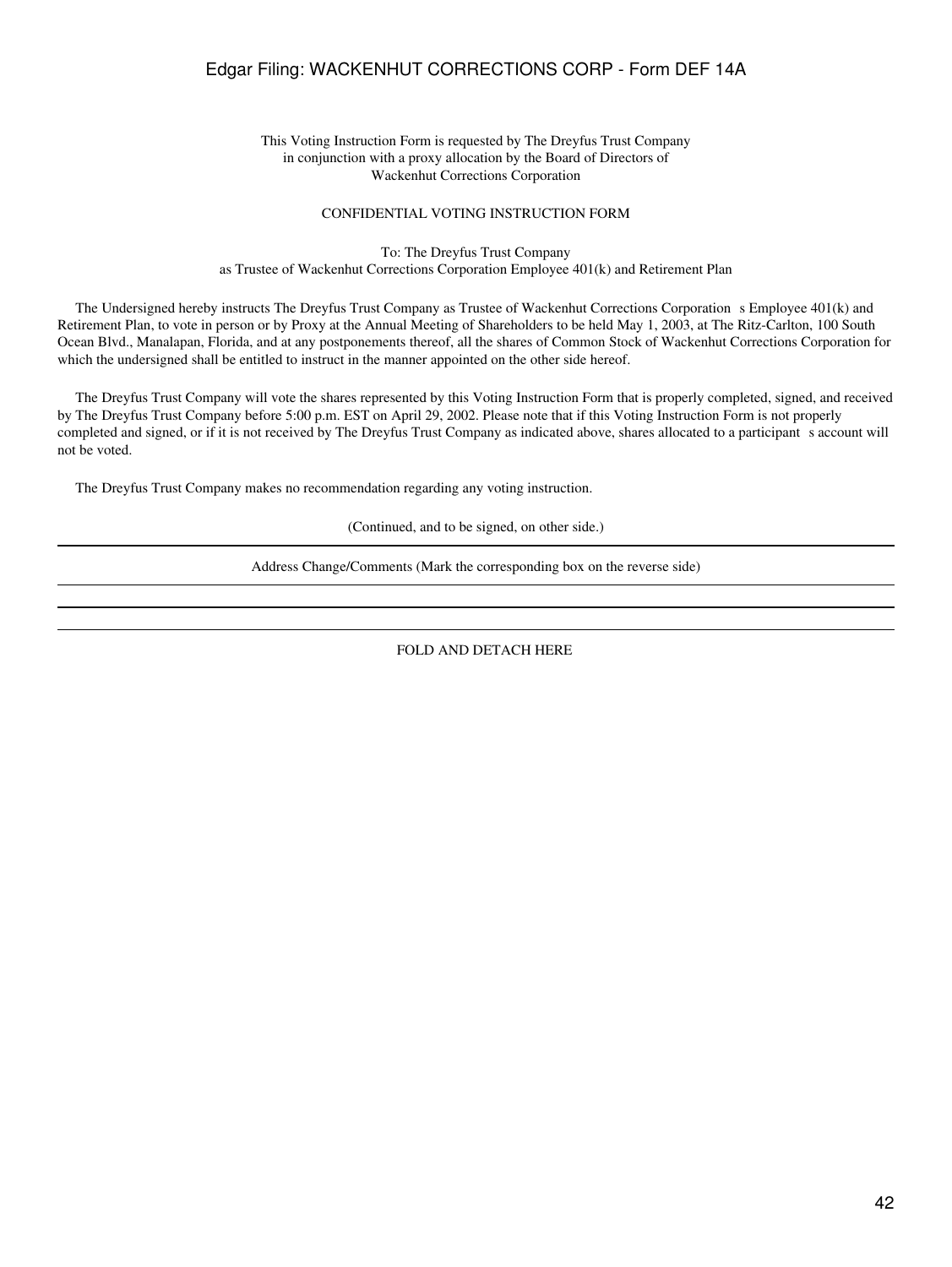This Voting Instruction Form is requested by The Dreyfus Trust Company
in conjunction with a proxy allocation by the Board of Directors of
Wackenhut Corrections Corporation

CONFIDENTIAL VOTING INSTRUCTION FORM

To: The Dreyfus Trust Company
as Trustee of Wackenhut Corrections Corporation Employee 401(k) and Retirement Plan

The Undersigned hereby instructs The Dreyfus Trust Company as Trustee of Wackenhut Corrections Corporation s Employee 401(k) and Retirement Plan, to vote in person or by Proxy at the Annual Meeting of Shareholders to be held May 1, 2003, at The Ritz-Carlton, 100 South Ocean Blvd., Manalapan, Florida, and at any postponements thereof, all the shares of Common Stock of Wackenhut Corrections Corporation for which the undersigned shall be entitled to instruct in the manner appointed on the other side hereof.

The Dreyfus Trust Company will vote the shares represented by this Voting Instruction Form that is properly completed, signed, and received by The Dreyfus Trust Company before 5:00 p.m. EST on April 29, 2002. Please note that if this Voting Instruction Form is not properly completed and signed, or if it is not received by The Dreyfus Trust Company as indicated above, shares allocated to a participant s account will not be voted.

The Dreyfus Trust Company makes no recommendation regarding any voting instruction.

(Continued, and to be signed, on other side.)

---

Address Change/Comments (Mark the corresponding box on the reverse side)

---

FOLD AND DETACH HERE